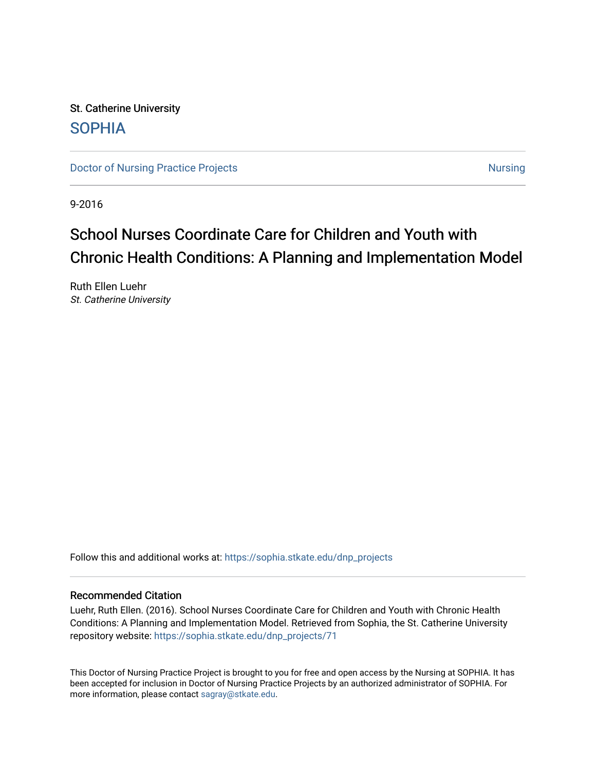St. Catherine University

SOPHIA

Doctor of Nursing Practice Projects | Nursing

9-2016

# School Nurses Coordinate Care for Children and Youth with Chronic Health Conditions: A Planning and Implementation Model

Ruth Ellen Luehr
*St. Catherine University*

Follow this and additional works at: https://sophia.stkate.edu/dnp_projects

## Recommended Citation

Luehr, Ruth Ellen. (2016). School Nurses Coordinate Care for Children and Youth with Chronic Health Conditions: A Planning and Implementation Model. Retrieved from Sophia, the St. Catherine University repository website: https://sophia.stkate.edu/dnp_projects/71

This Doctor of Nursing Practice Project is brought to you for free and open access by the Nursing at SOPHIA. It has been accepted for inclusion in Doctor of Nursing Practice Projects by an authorized administrator of SOPHIA. For more information, please contact sagray@stkate.edu.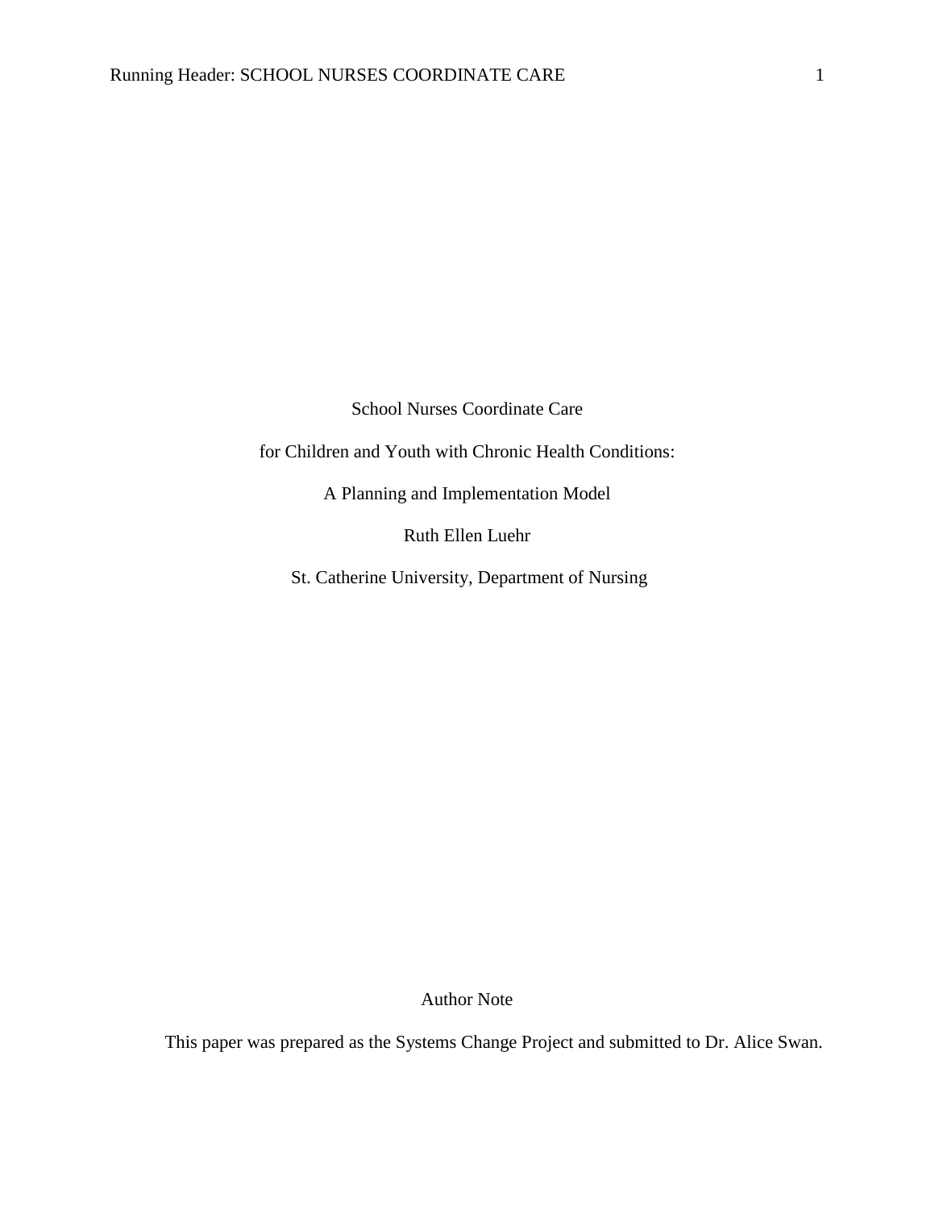School Nurses Coordinate Care

for Children and Youth with Chronic Health Conditions:

A Planning and Implementation Model

Ruth Ellen Luehr

St. Catherine University, Department of Nursing

Author Note

This paper was prepared as the Systems Change Project and submitted to Dr. Alice Swan.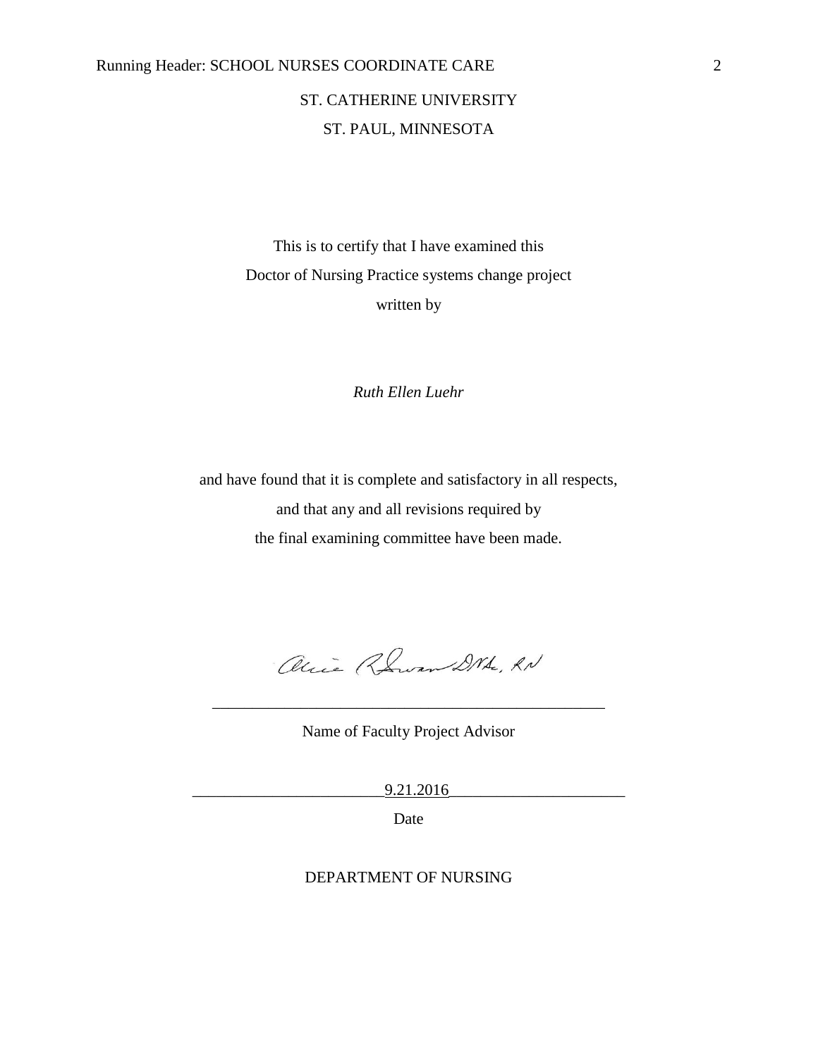ST. CATHERINE UNIVERSITY

ST. PAUL, MINNESOTA

This is to certify that I have examined this
Doctor of Nursing Practice systems change project
written by

*Ruth Ellen Luehr*

and have found that it is complete and satisfactory in all respects,
and that any and all revisions required by
the final examining committee have been made.

Alice R Swan DNSc, RN

\_\_\_\_\_\_\_\_\_\_\_\_\_\_\_\_\_\_\_\_\_\_\_\_\_\_\_\_\_\_\_\_\_\_\_\_\_\_\_\_\_\_\_\_\_\_\_\_

Name of Faculty Project Advisor

\_\_\_\_\_\_\_\_\_\_\_\_\_\_\_\_\_\_\_\_\_\_\_\_9.21.2016\_\_\_\_\_\_\_\_\_\_\_\_\_\_\_\_\_\_\_\_\_\_

Date

DEPARTMENT OF NURSING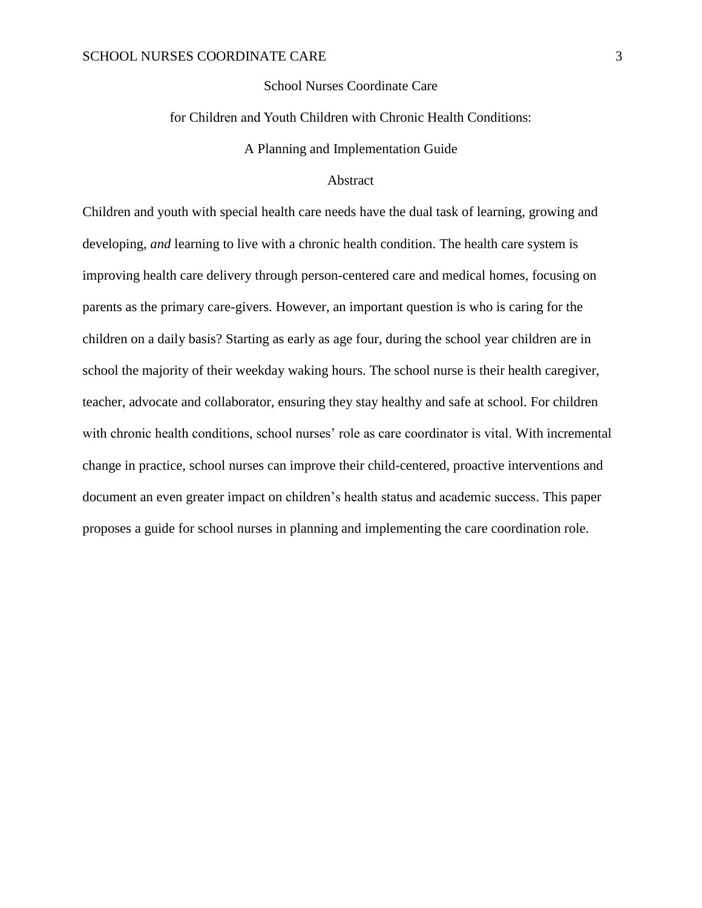# School Nurses Coordinate Care for Children and Youth Children with Chronic Health Conditions: A Planning and Implementation Guide

## Abstract

Children and youth with special health care needs have the dual task of learning, growing and developing, *and* learning to live with a chronic health condition. The health care system is improving health care delivery through person-centered care and medical homes, focusing on parents as the primary care-givers. However, an important question is who is caring for the children on a daily basis? Starting as early as age four, during the school year children are in school the majority of their weekday waking hours. The school nurse is their health caregiver, teacher, advocate and collaborator, ensuring they stay healthy and safe at school. For children with chronic health conditions, school nurses' role as care coordinator is vital. With incremental change in practice, school nurses can improve their child-centered, proactive interventions and document an even greater impact on children's health status and academic success. This paper proposes a guide for school nurses in planning and implementing the care coordination role.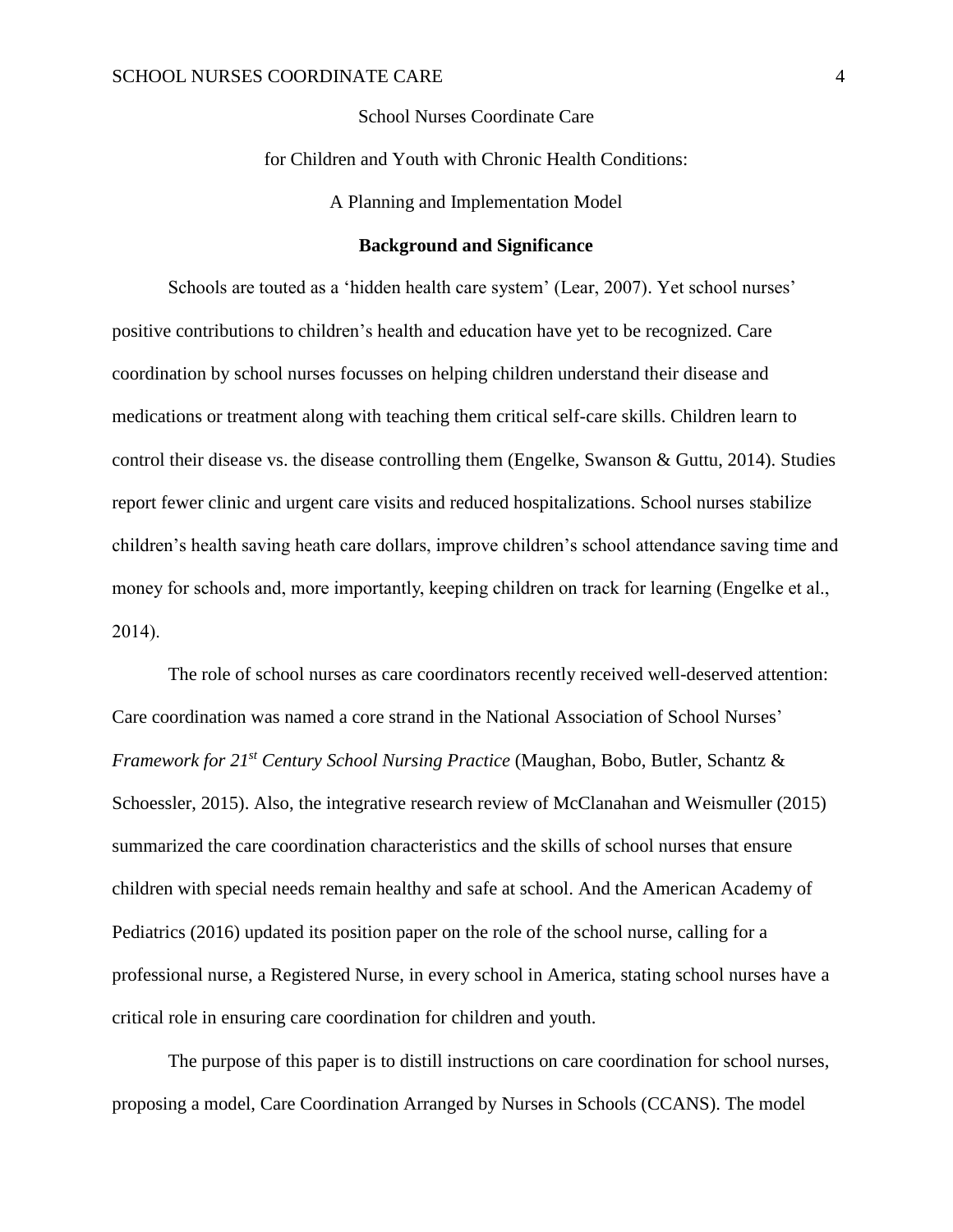# School Nurses Coordinate Care for Children and Youth with Chronic Health Conditions: A Planning and Implementation Model

## Background and Significance

Schools are touted as a 'hidden health care system' (Lear, 2007). Yet school nurses' positive contributions to children's health and education have yet to be recognized. Care coordination by school nurses focusses on helping children understand their disease and medications or treatment along with teaching them critical self-care skills. Children learn to control their disease vs. the disease controlling them (Engelke, Swanson & Guttu, 2014). Studies report fewer clinic and urgent care visits and reduced hospitalizations. School nurses stabilize children's health saving heath care dollars, improve children's school attendance saving time and money for schools and, more importantly, keeping children on track for learning (Engelke et al., 2014).

The role of school nurses as care coordinators recently received well-deserved attention: Care coordination was named a core strand in the National Association of School Nurses' *Framework for 21st Century School Nursing Practice* (Maughan, Bobo, Butler, Schantz & Schoessler, 2015). Also, the integrative research review of McClanahan and Weismuller (2015) summarized the care coordination characteristics and the skills of school nurses that ensure children with special needs remain healthy and safe at school. And the American Academy of Pediatrics (2016) updated its position paper on the role of the school nurse, calling for a professional nurse, a Registered Nurse, in every school in America, stating school nurses have a critical role in ensuring care coordination for children and youth.

The purpose of this paper is to distill instructions on care coordination for school nurses, proposing a model, Care Coordination Arranged by Nurses in Schools (CCANS). The model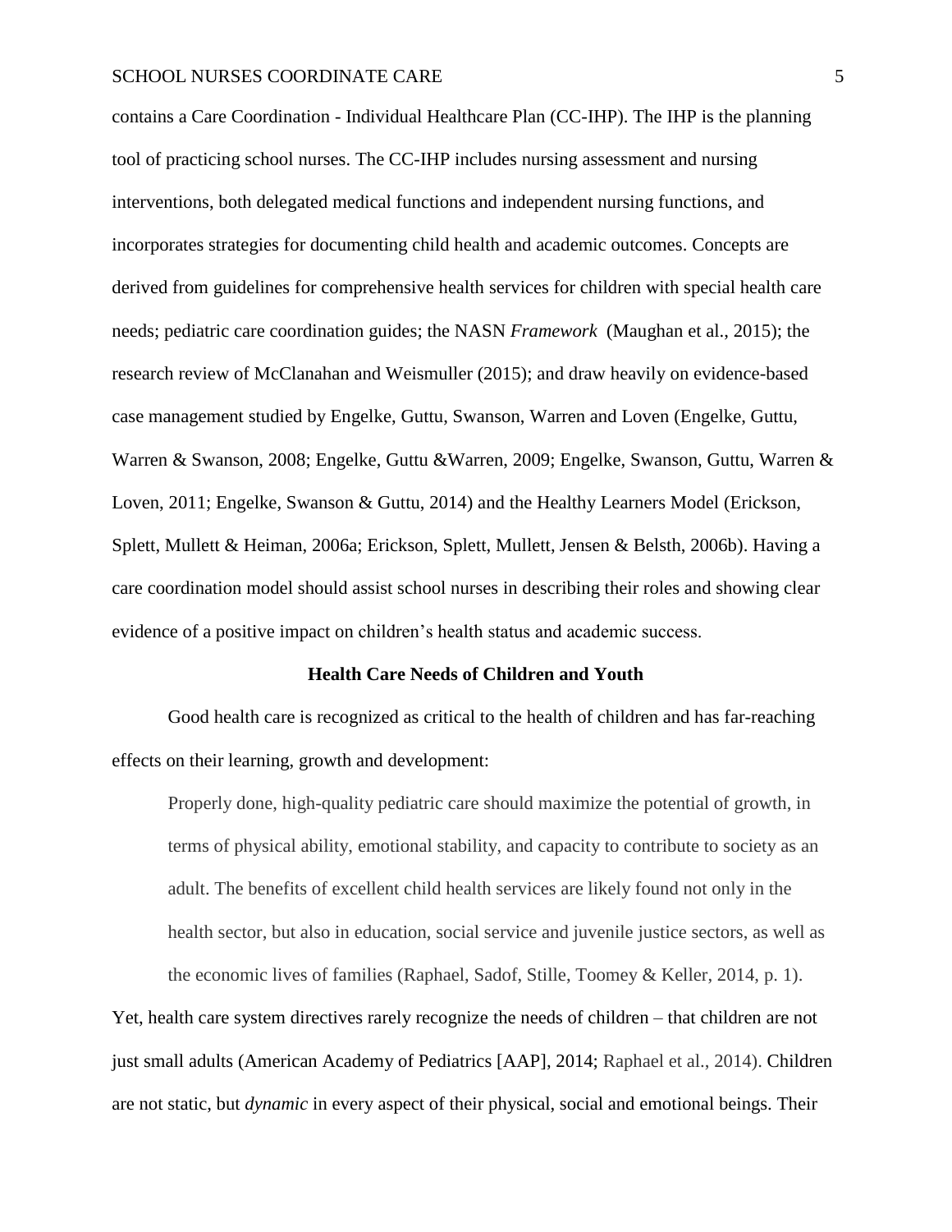contains a Care Coordination - Individual Healthcare Plan (CC-IHP). The IHP is the planning tool of practicing school nurses. The CC-IHP includes nursing assessment and nursing interventions, both delegated medical functions and independent nursing functions, and incorporates strategies for documenting child health and academic outcomes. Concepts are derived from guidelines for comprehensive health services for children with special health care needs; pediatric care coordination guides; the NASN *Framework* (Maughan et al., 2015); the research review of McClanahan and Weismuller (2015); and draw heavily on evidence-based case management studied by Engelke, Guttu, Swanson, Warren and Loven (Engelke, Guttu, Warren & Swanson, 2008; Engelke, Guttu &Warren, 2009; Engelke, Swanson, Guttu, Warren & Loven, 2011; Engelke, Swanson & Guttu, 2014) and the Healthy Learners Model (Erickson, Splett, Mullett & Heiman, 2006a; Erickson, Splett, Mullett, Jensen & Belsth, 2006b). Having a care coordination model should assist school nurses in describing their roles and showing clear evidence of a positive impact on children's health status and academic success.

## Health Care Needs of Children and Youth

Good health care is recognized as critical to the health of children and has far-reaching effects on their learning, growth and development:

> Properly done, high-quality pediatric care should maximize the potential of growth, in terms of physical ability, emotional stability, and capacity to contribute to society as an adult. The benefits of excellent child health services are likely found not only in the health sector, but also in education, social service and juvenile justice sectors, as well as the economic lives of families (Raphael, Sadof, Stille, Toomey & Keller, 2014, p. 1).

Yet, health care system directives rarely recognize the needs of children – that children are not just small adults (American Academy of Pediatrics [AAP], 2014; Raphael et al., 2014). Children are not static, but *dynamic* in every aspect of their physical, social and emotional beings. Their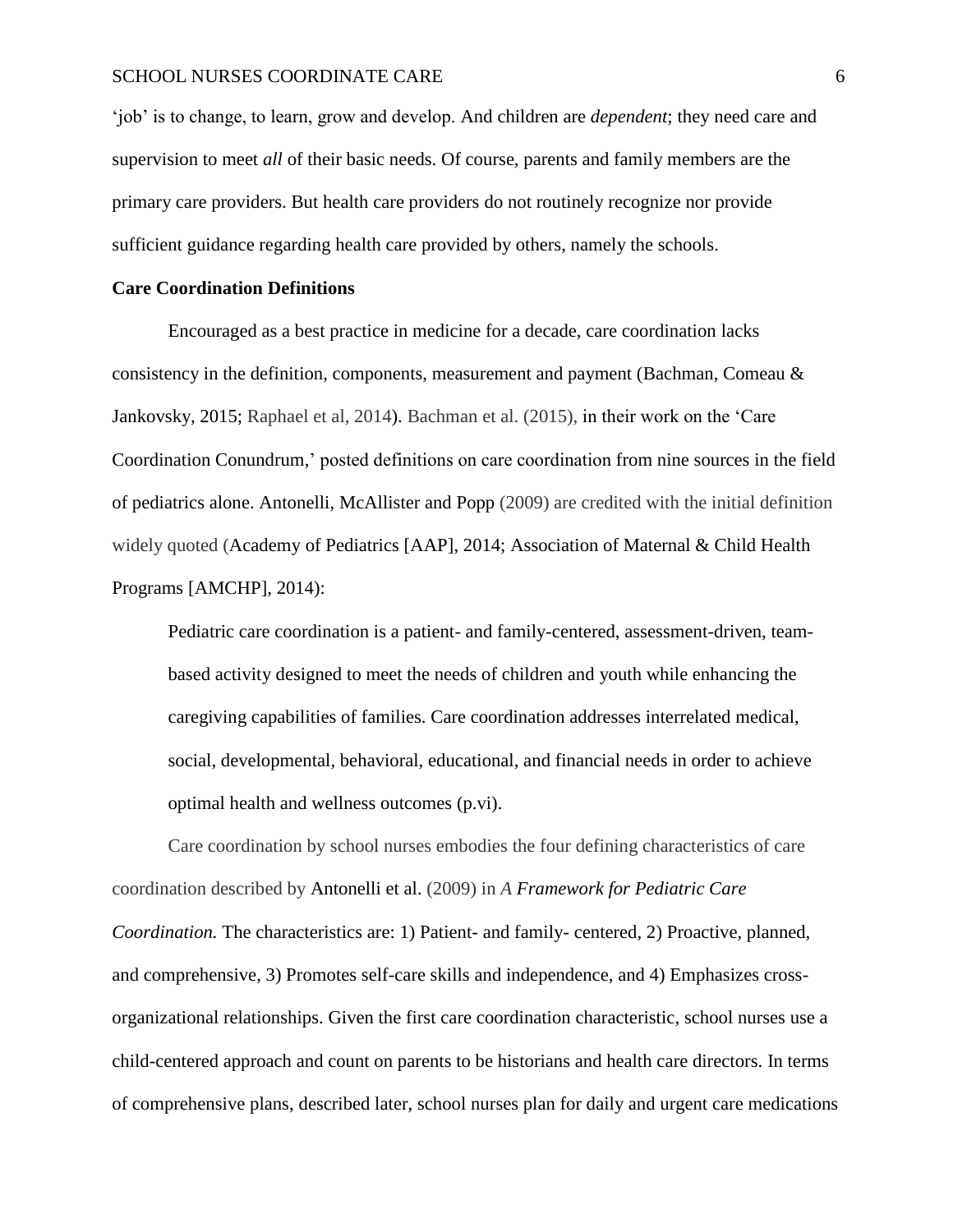'job' is to change, to learn, grow and develop. And children are *dependent*; they need care and supervision to meet *all* of their basic needs. Of course, parents and family members are the primary care providers. But health care providers do not routinely recognize nor provide sufficient guidance regarding health care provided by others, namely the schools.

**Care Coordination Definitions**

Encouraged as a best practice in medicine for a decade, care coordination lacks consistency in the definition, components, measurement and payment (Bachman, Comeau & Jankovsky, 2015; Raphael et al, 2014). Bachman et al. (2015), in their work on the 'Care Coordination Conundrum,' posted definitions on care coordination from nine sources in the field of pediatrics alone. Antonelli, McAllister and Popp (2009) are credited with the initial definition widely quoted (Academy of Pediatrics [AAP], 2014; Association of Maternal & Child Health Programs [AMCHP], 2014):

> Pediatric care coordination is a patient- and family-centered, assessment-driven, team-based activity designed to meet the needs of children and youth while enhancing the caregiving capabilities of families. Care coordination addresses interrelated medical, social, developmental, behavioral, educational, and financial needs in order to achieve optimal health and wellness outcomes (p.vi).

Care coordination by school nurses embodies the four defining characteristics of care coordination described by Antonelli et al. (2009) in *A Framework for Pediatric Care Coordination.* The characteristics are: 1) Patient- and family- centered, 2) Proactive, planned, and comprehensive, 3) Promotes self-care skills and independence, and 4) Emphasizes cross-organizational relationships. Given the first care coordination characteristic, school nurses use a child-centered approach and count on parents to be historians and health care directors. In terms of comprehensive plans, described later, school nurses plan for daily and urgent care medications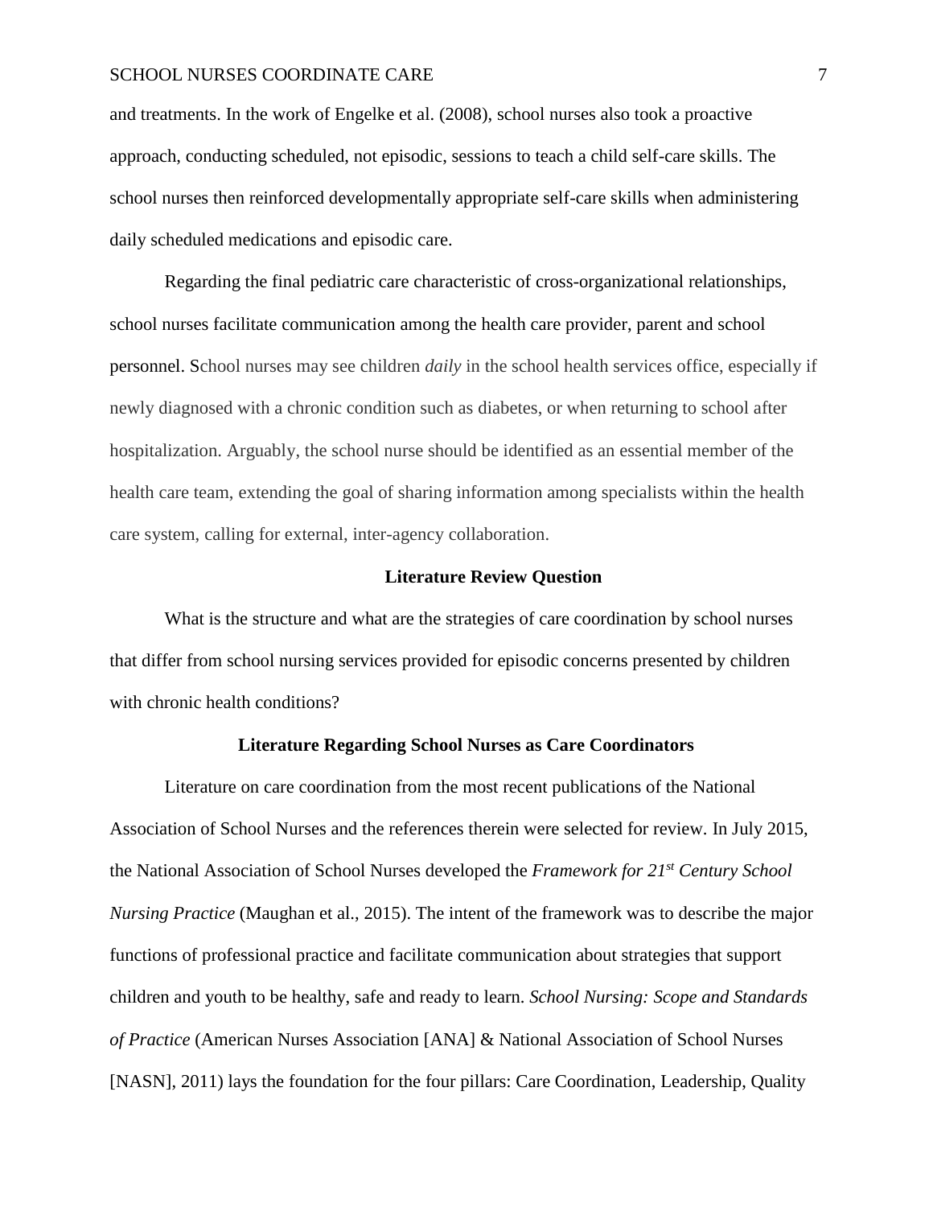and treatments. In the work of Engelke et al. (2008), school nurses also took a proactive approach, conducting scheduled, not episodic, sessions to teach a child self-care skills. The school nurses then reinforced developmentally appropriate self-care skills when administering daily scheduled medications and episodic care.

Regarding the final pediatric care characteristic of cross-organizational relationships, school nurses facilitate communication among the health care provider, parent and school personnel. School nurses may see children *daily* in the school health services office, especially if newly diagnosed with a chronic condition such as diabetes, or when returning to school after hospitalization. Arguably, the school nurse should be identified as an essential member of the health care team, extending the goal of sharing information among specialists within the health care system, calling for external, inter-agency collaboration.

## Literature Review Question

What is the structure and what are the strategies of care coordination by school nurses that differ from school nursing services provided for episodic concerns presented by children with chronic health conditions?

## Literature Regarding School Nurses as Care Coordinators

Literature on care coordination from the most recent publications of the National Association of School Nurses and the references therein were selected for review. In July 2015, the National Association of School Nurses developed the *Framework for 21st Century School Nursing Practice* (Maughan et al., 2015). The intent of the framework was to describe the major functions of professional practice and facilitate communication about strategies that support children and youth to be healthy, safe and ready to learn. *School Nursing: Scope and Standards of Practice* (American Nurses Association [ANA] & National Association of School Nurses [NASN], 2011) lays the foundation for the four pillars: Care Coordination, Leadership, Quality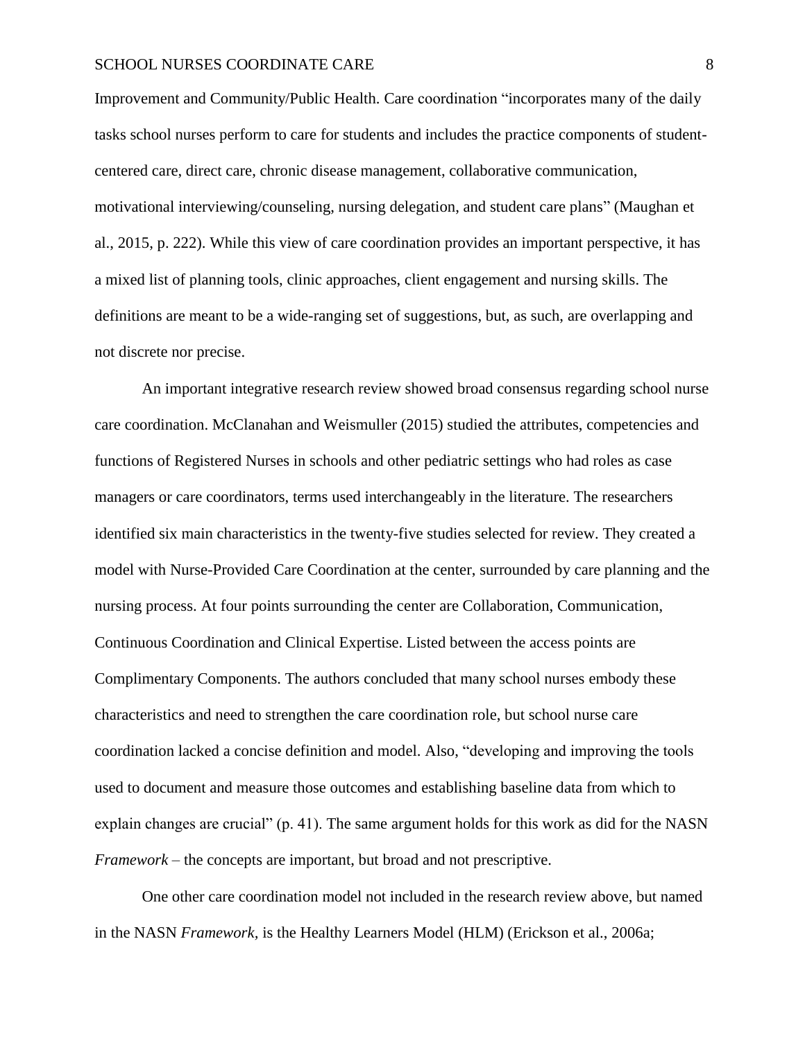Improvement and Community/Public Health. Care coordination "incorporates many of the daily tasks school nurses perform to care for students and includes the practice components of student-centered care, direct care, chronic disease management, collaborative communication, motivational interviewing/counseling, nursing delegation, and student care plans" (Maughan et al., 2015, p. 222). While this view of care coordination provides an important perspective, it has a mixed list of planning tools, clinic approaches, client engagement and nursing skills. The definitions are meant to be a wide-ranging set of suggestions, but, as such, are overlapping and not discrete nor precise.

An important integrative research review showed broad consensus regarding school nurse care coordination. McClanahan and Weismuller (2015) studied the attributes, competencies and functions of Registered Nurses in schools and other pediatric settings who had roles as case managers or care coordinators, terms used interchangeably in the literature. The researchers identified six main characteristics in the twenty-five studies selected for review. They created a model with Nurse-Provided Care Coordination at the center, surrounded by care planning and the nursing process. At four points surrounding the center are Collaboration, Communication, Continuous Coordination and Clinical Expertise. Listed between the access points are Complimentary Components. The authors concluded that many school nurses embody these characteristics and need to strengthen the care coordination role, but school nurse care coordination lacked a concise definition and model. Also, "developing and improving the tools used to document and measure those outcomes and establishing baseline data from which to explain changes are crucial" (p. 41). The same argument holds for this work as did for the NASN *Framework* – the concepts are important, but broad and not prescriptive.

One other care coordination model not included in the research review above, but named in the NASN *Framework,* is the Healthy Learners Model (HLM) (Erickson et al., 2006a;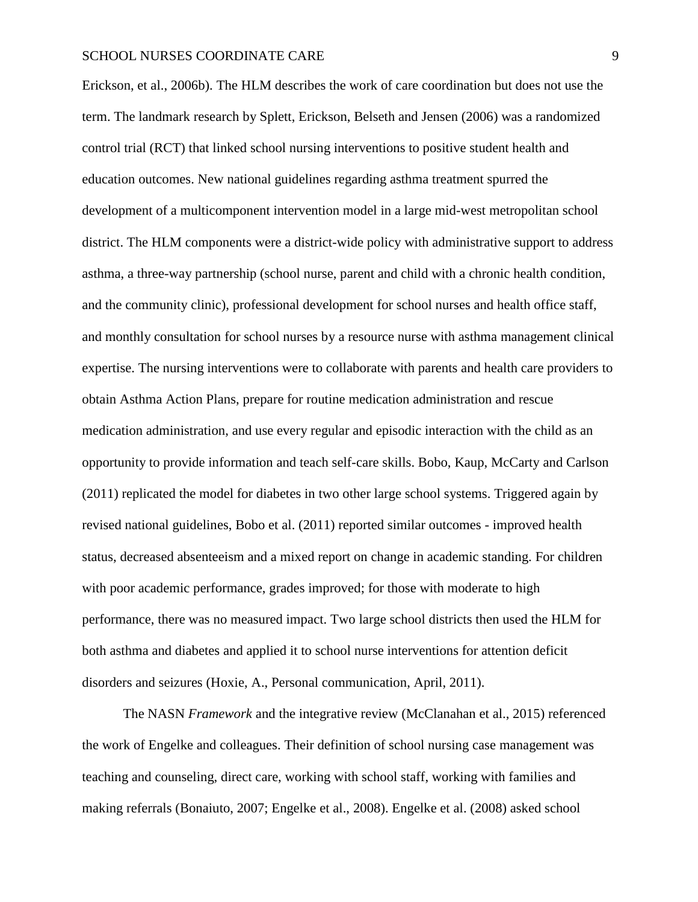Erickson, et al., 2006b). The HLM describes the work of care coordination but does not use the term. The landmark research by Splett, Erickson, Belseth and Jensen (2006) was a randomized control trial (RCT) that linked school nursing interventions to positive student health and education outcomes. New national guidelines regarding asthma treatment spurred the development of a multicomponent intervention model in a large mid-west metropolitan school district. The HLM components were a district-wide policy with administrative support to address asthma, a three-way partnership (school nurse, parent and child with a chronic health condition, and the community clinic), professional development for school nurses and health office staff, and monthly consultation for school nurses by a resource nurse with asthma management clinical expertise. The nursing interventions were to collaborate with parents and health care providers to obtain Asthma Action Plans, prepare for routine medication administration and rescue medication administration, and use every regular and episodic interaction with the child as an opportunity to provide information and teach self-care skills. Bobo, Kaup, McCarty and Carlson (2011) replicated the model for diabetes in two other large school systems. Triggered again by revised national guidelines, Bobo et al. (2011) reported similar outcomes - improved health status, decreased absenteeism and a mixed report on change in academic standing. For children with poor academic performance, grades improved; for those with moderate to high performance, there was no measured impact. Two large school districts then used the HLM for both asthma and diabetes and applied it to school nurse interventions for attention deficit disorders and seizures (Hoxie, A., Personal communication, April, 2011).

The NASN *Framework* and the integrative review (McClanahan et al., 2015) referenced the work of Engelke and colleagues. Their definition of school nursing case management was teaching and counseling, direct care, working with school staff, working with families and making referrals (Bonaiuto, 2007; Engelke et al., 2008). Engelke et al. (2008) asked school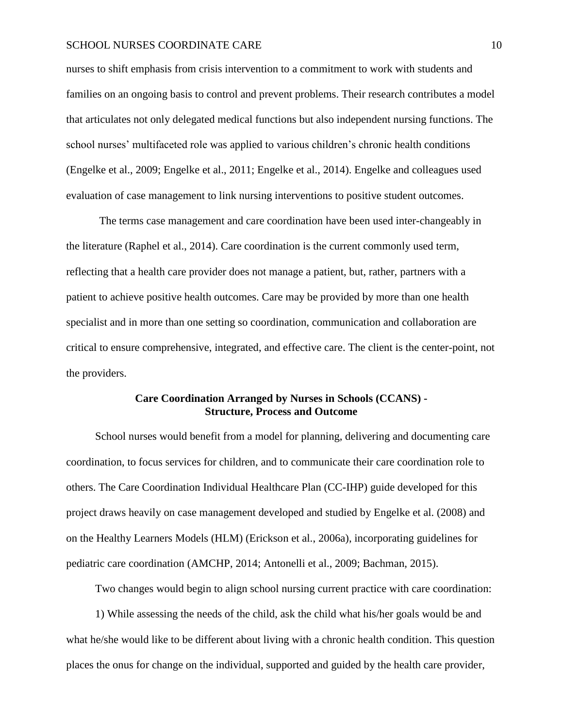nurses to shift emphasis from crisis intervention to a commitment to work with students and families on an ongoing basis to control and prevent problems. Their research contributes a model that articulates not only delegated medical functions but also independent nursing functions. The school nurses' multifaceted role was applied to various children's chronic health conditions (Engelke et al., 2009; Engelke et al., 2011; Engelke et al., 2014). Engelke and colleagues used evaluation of case management to link nursing interventions to positive student outcomes.

The terms case management and care coordination have been used inter-changeably in the literature (Raphel et al., 2014). Care coordination is the current commonly used term, reflecting that a health care provider does not manage a patient, but, rather, partners with a patient to achieve positive health outcomes. Care may be provided by more than one health specialist and in more than one setting so coordination, communication and collaboration are critical to ensure comprehensive, integrated, and effective care. The client is the center-point, not the providers.

## Care Coordination Arranged by Nurses in Schools (CCANS) - Structure, Process and Outcome

School nurses would benefit from a model for planning, delivering and documenting care coordination, to focus services for children, and to communicate their care coordination role to others. The Care Coordination Individual Healthcare Plan (CC-IHP) guide developed for this project draws heavily on case management developed and studied by Engelke et al. (2008) and on the Healthy Learners Models (HLM) (Erickson et al., 2006a), incorporating guidelines for pediatric care coordination (AMCHP, 2014; Antonelli et al., 2009; Bachman, 2015).

Two changes would begin to align school nursing current practice with care coordination:

1) While assessing the needs of the child, ask the child what his/her goals would be and what he/she would like to be different about living with a chronic health condition. This question places the onus for change on the individual, supported and guided by the health care provider,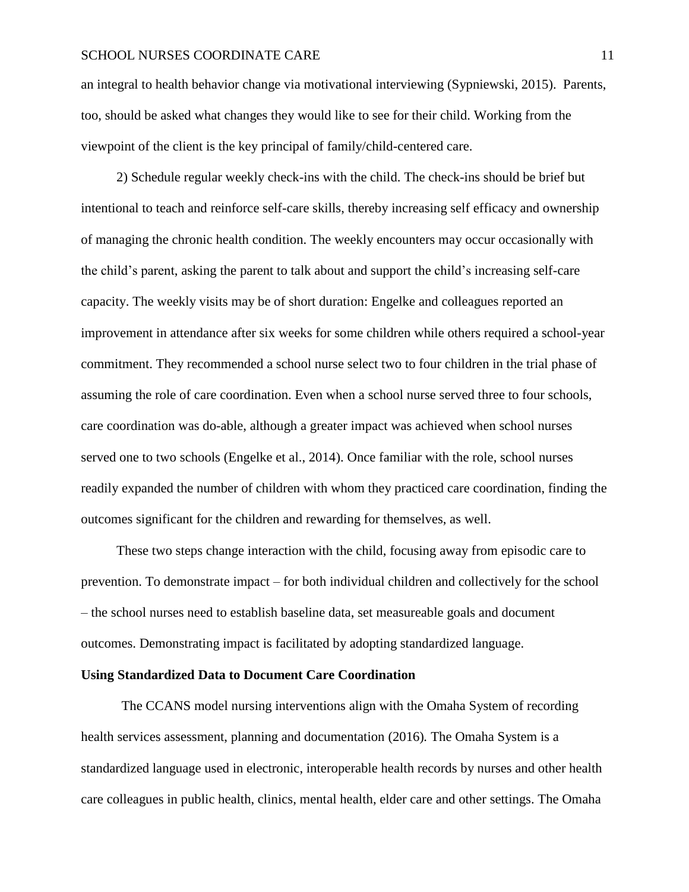an integral to health behavior change via motivational interviewing (Sypniewski, 2015). Parents, too, should be asked what changes they would like to see for their child. Working from the viewpoint of the client is the key principal of family/child-centered care.

2) Schedule regular weekly check-ins with the child. The check-ins should be brief but intentional to teach and reinforce self-care skills, thereby increasing self efficacy and ownership of managing the chronic health condition. The weekly encounters may occur occasionally with the child's parent, asking the parent to talk about and support the child's increasing self-care capacity. The weekly visits may be of short duration: Engelke and colleagues reported an improvement in attendance after six weeks for some children while others required a school-year commitment. They recommended a school nurse select two to four children in the trial phase of assuming the role of care coordination. Even when a school nurse served three to four schools, care coordination was do-able, although a greater impact was achieved when school nurses served one to two schools (Engelke et al., 2014). Once familiar with the role, school nurses readily expanded the number of children with whom they practiced care coordination, finding the outcomes significant for the children and rewarding for themselves, as well.

These two steps change interaction with the child, focusing away from episodic care to prevention. To demonstrate impact – for both individual children and collectively for the school – the school nurses need to establish baseline data, set measureable goals and document outcomes. Demonstrating impact is facilitated by adopting standardized language.

**Using Standardized Data to Document Care Coordination**

The CCANS model nursing interventions align with the Omaha System of recording health services assessment, planning and documentation (2016). The Omaha System is a standardized language used in electronic, interoperable health records by nurses and other health care colleagues in public health, clinics, mental health, elder care and other settings. The Omaha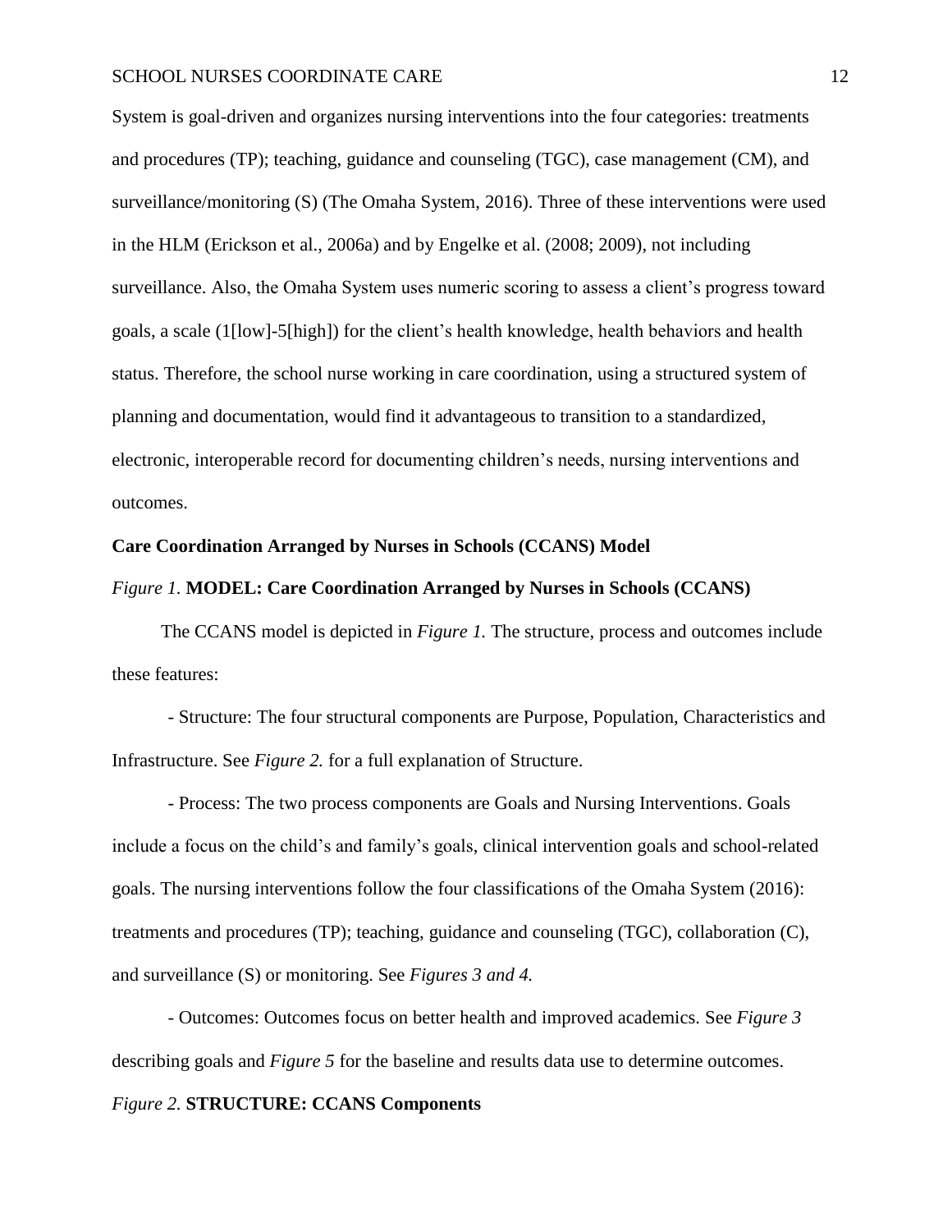System is goal-driven and organizes nursing interventions into the four categories: treatments and procedures (TP); teaching, guidance and counseling (TGC), case management (CM), and surveillance/monitoring (S) (The Omaha System, 2016). Three of these interventions were used in the HLM (Erickson et al., 2006a) and by Engelke et al. (2008; 2009), not including surveillance. Also, the Omaha System uses numeric scoring to assess a client's progress toward goals, a scale (1[low]-5[high]) for the client's health knowledge, health behaviors and health status. Therefore, the school nurse working in care coordination, using a structured system of planning and documentation, would find it advantageous to transition to a standardized, electronic, interoperable record for documenting children's needs, nursing interventions and outcomes.

**Care Coordination Arranged by Nurses in Schools (CCANS) Model**

*Figure 1.* **MODEL: Care Coordination Arranged by Nurses in Schools (CCANS)**

The CCANS model is depicted in *Figure 1.* The structure, process and outcomes include these features:

- Structure: The four structural components are Purpose, Population, Characteristics and Infrastructure. See *Figure 2.* for a full explanation of Structure.

- Process: The two process components are Goals and Nursing Interventions. Goals include a focus on the child's and family's goals, clinical intervention goals and school-related goals. The nursing interventions follow the four classifications of the Omaha System (2016): treatments and procedures (TP); teaching, guidance and counseling (TGC), collaboration (C), and surveillance (S) or monitoring. See *Figures 3 and 4.*

- Outcomes: Outcomes focus on better health and improved academics. See *Figure 3* describing goals and *Figure 5* for the baseline and results data use to determine outcomes.

*Figure 2.* **STRUCTURE: CCANS Components**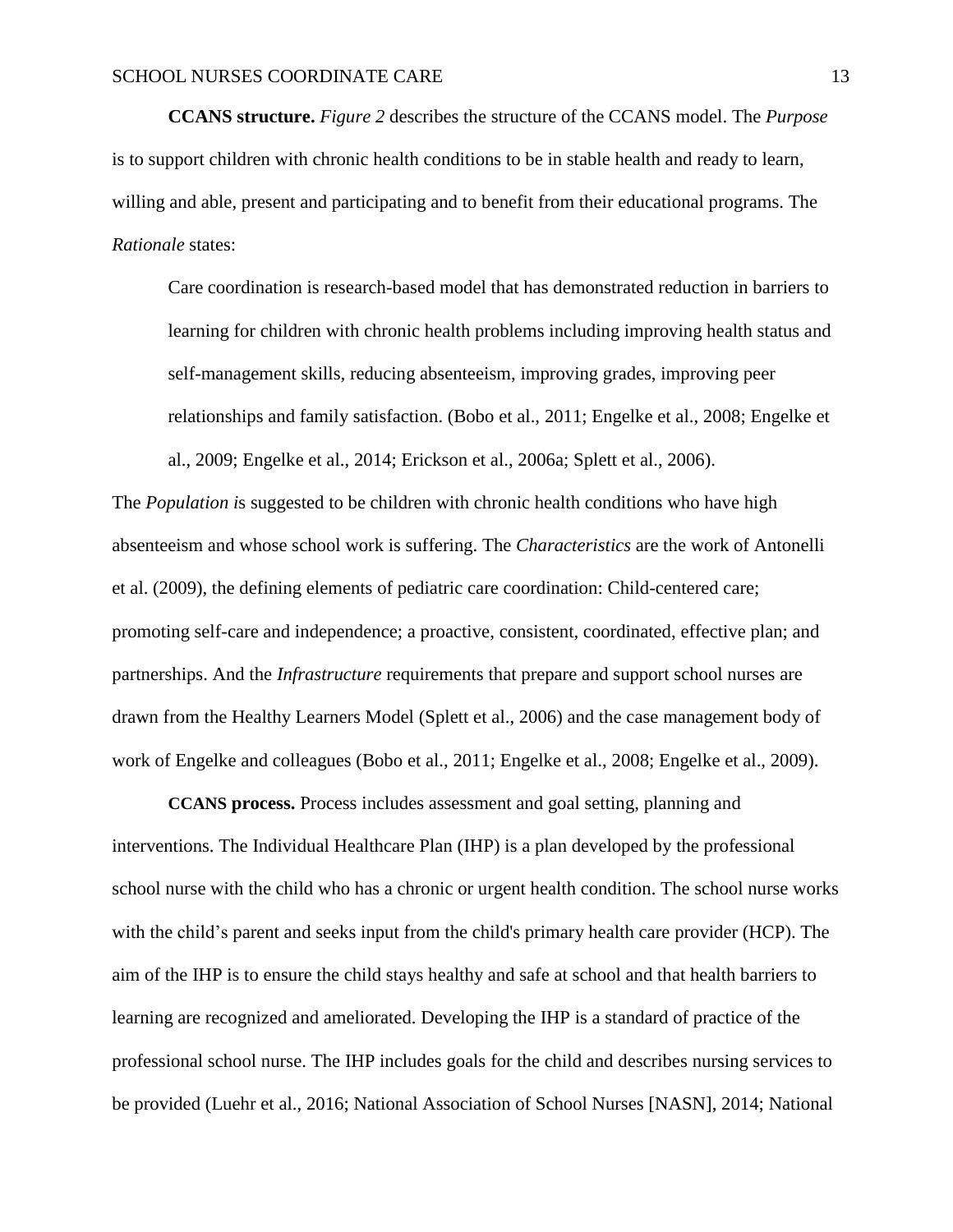**CCANS structure.** *Figure 2* describes the structure of the CCANS model. The *Purpose* is to support children with chronic health conditions to be in stable health and ready to learn, willing and able, present and participating and to benefit from their educational programs. The *Rationale* states:

> Care coordination is research-based model that has demonstrated reduction in barriers to learning for children with chronic health problems including improving health status and self-management skills, reducing absenteeism, improving grades, improving peer relationships and family satisfaction. (Bobo et al., 2011; Engelke et al., 2008; Engelke et al., 2009; Engelke et al., 2014; Erickson et al., 2006a; Splett et al., 2006).

The *Population i*s suggested to be children with chronic health conditions who have high absenteeism and whose school work is suffering. The *Characteristics* are the work of Antonelli et al. (2009), the defining elements of pediatric care coordination: Child-centered care; promoting self-care and independence; a proactive, consistent, coordinated, effective plan; and partnerships. And the *Infrastructure* requirements that prepare and support school nurses are drawn from the Healthy Learners Model (Splett et al., 2006) and the case management body of work of Engelke and colleagues (Bobo et al., 2011; Engelke et al., 2008; Engelke et al., 2009).

**CCANS process.** Process includes assessment and goal setting, planning and interventions. The Individual Healthcare Plan (IHP) is a plan developed by the professional school nurse with the child who has a chronic or urgent health condition. The school nurse works with the child's parent and seeks input from the child's primary health care provider (HCP). The aim of the IHP is to ensure the child stays healthy and safe at school and that health barriers to learning are recognized and ameliorated. Developing the IHP is a standard of practice of the professional school nurse. The IHP includes goals for the child and describes nursing services to be provided (Luehr et al., 2016; National Association of School Nurses [NASN], 2014; National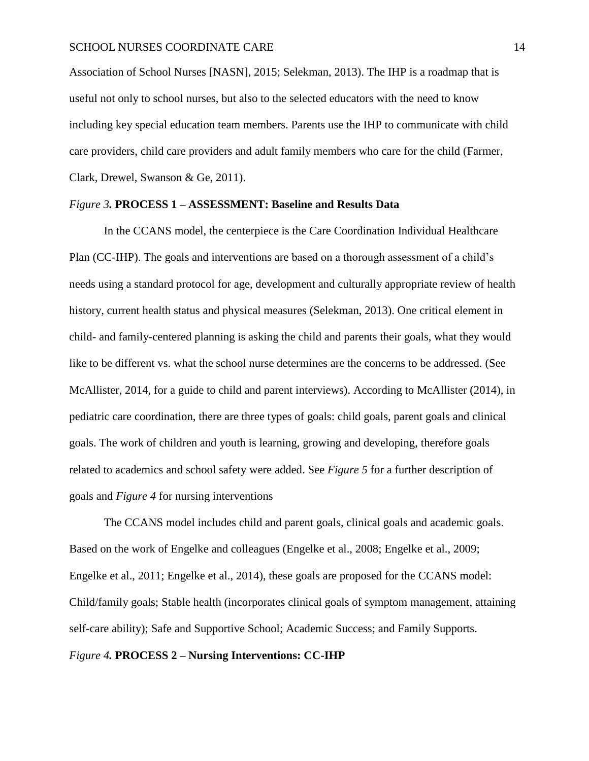Association of School Nurses [NASN], 2015; Selekman, 2013). The IHP is a roadmap that is useful not only to school nurses, but also to the selected educators with the need to know including key special education team members. Parents use the IHP to communicate with child care providers, child care providers and adult family members who care for the child (Farmer, Clark, Drewel, Swanson & Ge, 2011).

*Figure 3.* **PROCESS 1 – ASSESSMENT: Baseline and Results Data**

In the CCANS model, the centerpiece is the Care Coordination Individual Healthcare Plan (CC-IHP). The goals and interventions are based on a thorough assessment of a child's needs using a standard protocol for age, development and culturally appropriate review of health history, current health status and physical measures (Selekman, 2013). One critical element in child- and family-centered planning is asking the child and parents their goals, what they would like to be different vs. what the school nurse determines are the concerns to be addressed. (See McAllister, 2014, for a guide to child and parent interviews). According to McAllister (2014), in pediatric care coordination, there are three types of goals: child goals, parent goals and clinical goals. The work of children and youth is learning, growing and developing, therefore goals related to academics and school safety were added. See *Figure 5* for a further description of goals and *Figure 4* for nursing interventions

The CCANS model includes child and parent goals, clinical goals and academic goals. Based on the work of Engelke and colleagues (Engelke et al., 2008; Engelke et al., 2009; Engelke et al., 2011; Engelke et al., 2014), these goals are proposed for the CCANS model: Child/family goals; Stable health (incorporates clinical goals of symptom management, attaining self-care ability); Safe and Supportive School; Academic Success; and Family Supports.

*Figure 4.* **PROCESS 2 – Nursing Interventions: CC-IHP**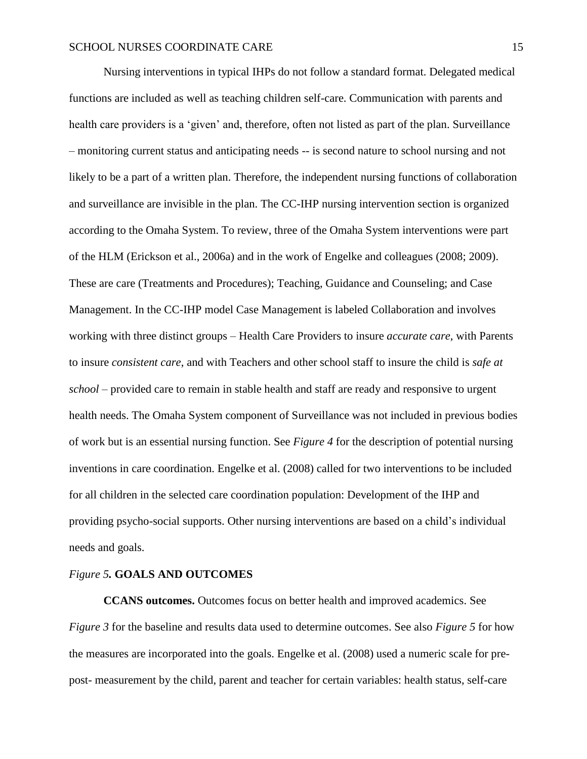Nursing interventions in typical IHPs do not follow a standard format. Delegated medical functions are included as well as teaching children self-care. Communication with parents and health care providers is a 'given' and, therefore, often not listed as part of the plan. Surveillance – monitoring current status and anticipating needs -- is second nature to school nursing and not likely to be a part of a written plan. Therefore, the independent nursing functions of collaboration and surveillance are invisible in the plan. The CC-IHP nursing intervention section is organized according to the Omaha System. To review, three of the Omaha System interventions were part of the HLM (Erickson et al., 2006a) and in the work of Engelke and colleagues (2008; 2009). These are care (Treatments and Procedures); Teaching, Guidance and Counseling; and Case Management. In the CC-IHP model Case Management is labeled Collaboration and involves working with three distinct groups – Health Care Providers to insure *accurate care*, with Parents to insure *consistent care*, and with Teachers and other school staff to insure the child is *safe at school* – provided care to remain in stable health and staff are ready and responsive to urgent health needs. The Omaha System component of Surveillance was not included in previous bodies of work but is an essential nursing function. See *Figure 4* for the description of potential nursing inventions in care coordination. Engelke et al. (2008) called for two interventions to be included for all children in the selected care coordination population: Development of the IHP and providing psycho-social supports. Other nursing interventions are based on a child's individual needs and goals.

*Figure 5.* **GOALS AND OUTCOMES**

**CCANS outcomes.** Outcomes focus on better health and improved academics. See *Figure 3* for the baseline and results data used to determine outcomes. See also *Figure 5* for how the measures are incorporated into the goals. Engelke et al. (2008) used a numeric scale for pre-post- measurement by the child, parent and teacher for certain variables: health status, self-care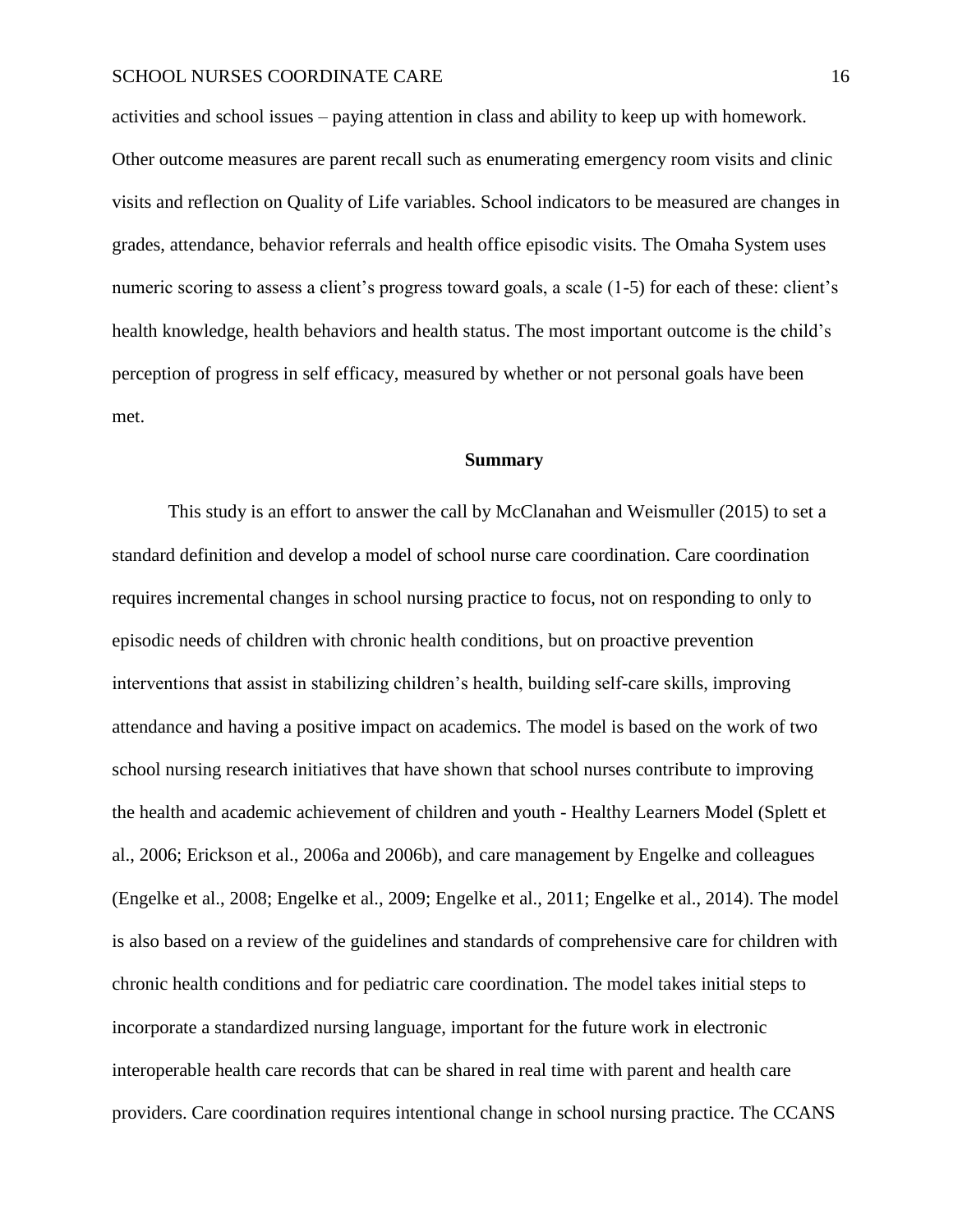activities and school issues – paying attention in class and ability to keep up with homework. Other outcome measures are parent recall such as enumerating emergency room visits and clinic visits and reflection on Quality of Life variables. School indicators to be measured are changes in grades, attendance, behavior referrals and health office episodic visits. The Omaha System uses numeric scoring to assess a client's progress toward goals, a scale (1-5) for each of these: client's health knowledge, health behaviors and health status. The most important outcome is the child's perception of progress in self efficacy, measured by whether or not personal goals have been met.

## Summary

This study is an effort to answer the call by McClanahan and Weismuller (2015) to set a standard definition and develop a model of school nurse care coordination. Care coordination requires incremental changes in school nursing practice to focus, not on responding to only to episodic needs of children with chronic health conditions, but on proactive prevention interventions that assist in stabilizing children's health, building self-care skills, improving attendance and having a positive impact on academics. The model is based on the work of two school nursing research initiatives that have shown that school nurses contribute to improving the health and academic achievement of children and youth - Healthy Learners Model (Splett et al., 2006; Erickson et al., 2006a and 2006b), and care management by Engelke and colleagues (Engelke et al., 2008; Engelke et al., 2009; Engelke et al., 2011; Engelke et al., 2014). The model is also based on a review of the guidelines and standards of comprehensive care for children with chronic health conditions and for pediatric care coordination. The model takes initial steps to incorporate a standardized nursing language, important for the future work in electronic interoperable health care records that can be shared in real time with parent and health care providers. Care coordination requires intentional change in school nursing practice. The CCANS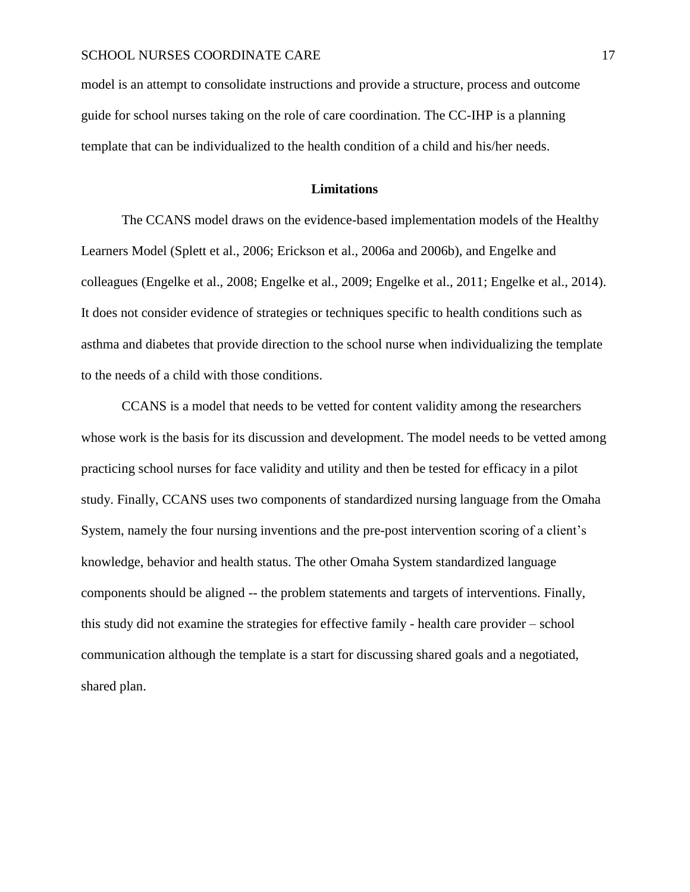model is an attempt to consolidate instructions and provide a structure, process and outcome guide for school nurses taking on the role of care coordination. The CC-IHP is a planning template that can be individualized to the health condition of a child and his/her needs.

## Limitations

The CCANS model draws on the evidence-based implementation models of the Healthy Learners Model (Splett et al., 2006; Erickson et al., 2006a and 2006b), and Engelke and colleagues (Engelke et al., 2008; Engelke et al., 2009; Engelke et al., 2011; Engelke et al., 2014). It does not consider evidence of strategies or techniques specific to health conditions such as asthma and diabetes that provide direction to the school nurse when individualizing the template to the needs of a child with those conditions.

CCANS is a model that needs to be vetted for content validity among the researchers whose work is the basis for its discussion and development. The model needs to be vetted among practicing school nurses for face validity and utility and then be tested for efficacy in a pilot study. Finally, CCANS uses two components of standardized nursing language from the Omaha System, namely the four nursing inventions and the pre-post intervention scoring of a client's knowledge, behavior and health status. The other Omaha System standardized language components should be aligned -- the problem statements and targets of interventions. Finally, this study did not examine the strategies for effective family - health care provider – school communication although the template is a start for discussing shared goals and a negotiated, shared plan.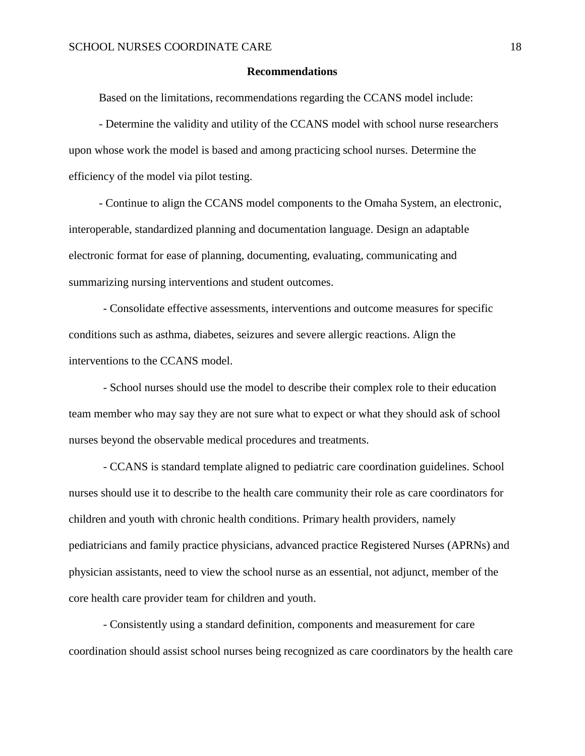## Recommendations

Based on the limitations, recommendations regarding the CCANS model include:

- Determine the validity and utility of the CCANS model with school nurse researchers upon whose work the model is based and among practicing school nurses. Determine the efficiency of the model via pilot testing.

- Continue to align the CCANS model components to the Omaha System, an electronic, interoperable, standardized planning and documentation language. Design an adaptable electronic format for ease of planning, documenting, evaluating, communicating and summarizing nursing interventions and student outcomes.

- Consolidate effective assessments, interventions and outcome measures for specific conditions such as asthma, diabetes, seizures and severe allergic reactions. Align the interventions to the CCANS model.

- School nurses should use the model to describe their complex role to their education team member who may say they are not sure what to expect or what they should ask of school nurses beyond the observable medical procedures and treatments.

- CCANS is standard template aligned to pediatric care coordination guidelines. School nurses should use it to describe to the health care community their role as care coordinators for children and youth with chronic health conditions. Primary health providers, namely pediatricians and family practice physicians, advanced practice Registered Nurses (APRNs) and physician assistants, need to view the school nurse as an essential, not adjunct, member of the core health care provider team for children and youth.

- Consistently using a standard definition, components and measurement for care coordination should assist school nurses being recognized as care coordinators by the health care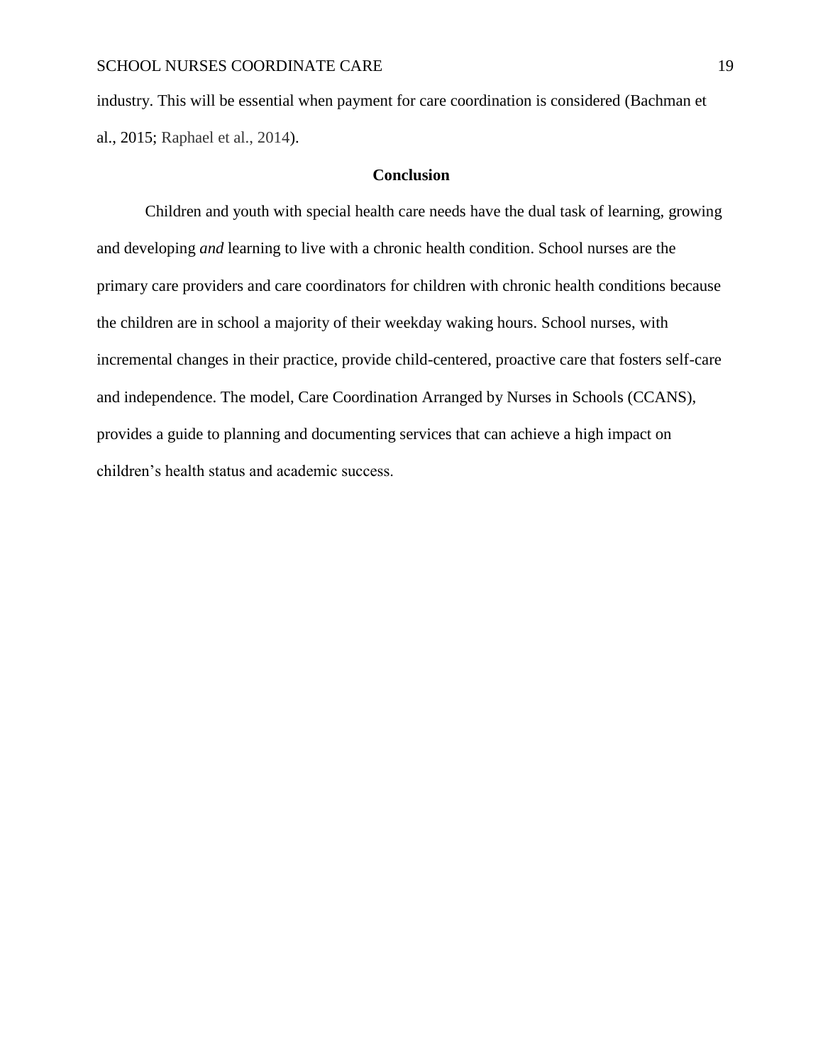industry. This will be essential when payment for care coordination is considered (Bachman et al., 2015; Raphael et al., 2014).

## Conclusion

Children and youth with special health care needs have the dual task of learning, growing and developing *and* learning to live with a chronic health condition. School nurses are the primary care providers and care coordinators for children with chronic health conditions because the children are in school a majority of their weekday waking hours. School nurses, with incremental changes in their practice, provide child-centered, proactive care that fosters self-care and independence. The model, Care Coordination Arranged by Nurses in Schools (CCANS), provides a guide to planning and documenting services that can achieve a high impact on children's health status and academic success.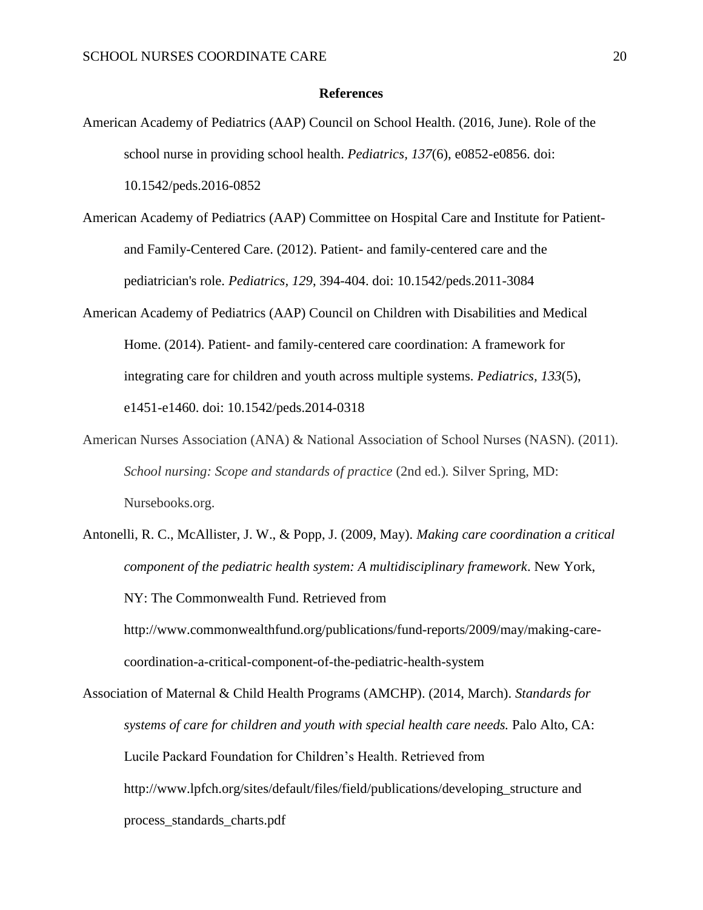**References**

American Academy of Pediatrics (AAP) Council on School Health. (2016, June). Role of the school nurse in providing school health. *Pediatrics, 137*(6), e0852-e0856. doi: 10.1542/peds.2016-0852

American Academy of Pediatrics (AAP) Committee on Hospital Care and Institute for Patient- and Family-Centered Care. (2012). Patient- and family-centered care and the pediatrician's role. *Pediatrics, 129*, 394-404. doi: 10.1542/peds.2011-3084

American Academy of Pediatrics (AAP) Council on Children with Disabilities and Medical Home. (2014). Patient- and family-centered care coordination: A framework for integrating care for children and youth across multiple systems. *Pediatrics*, *133*(5), e1451-e1460. doi: 10.1542/peds.2014-0318

American Nurses Association (ANA) & National Association of School Nurses (NASN). (2011). *School nursing: Scope and standards of practice* (2nd ed.). Silver Spring, MD: Nursebooks.org.

Antonelli, R. C., McAllister, J. W., & Popp, J. (2009, May). *Making care coordination a critical component of the pediatric health system: A multidisciplinary framework*. New York, NY: The Commonwealth Fund. Retrieved from http://www.commonwealthfund.org/publications/fund-reports/2009/may/making-care-coordination-a-critical-component-of-the-pediatric-health-system

Association of Maternal & Child Health Programs (AMCHP). (2014, March). *Standards for systems of care for children and youth with special health care needs.* Palo Alto, CA: Lucile Packard Foundation for Children's Health. Retrieved from http://www.lpfch.org/sites/default/files/field/publications/developing_structure and process_standards_charts.pdf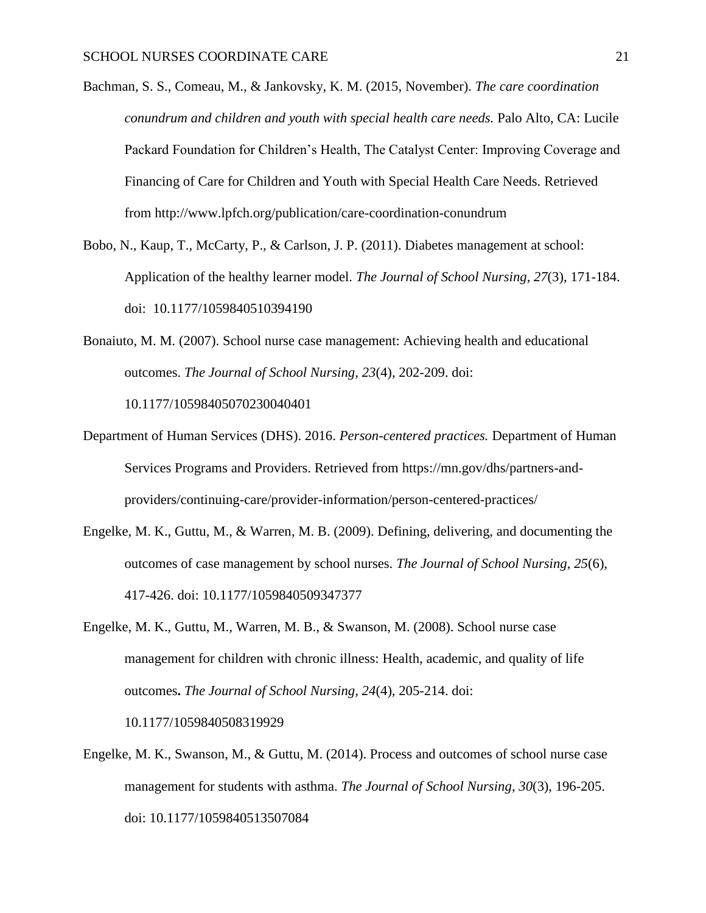Bachman, S. S., Comeau, M., & Jankovsky, K. M. (2015, November). *The care coordination conundrum and children and youth with special health care needs.* Palo Alto, CA: Lucile Packard Foundation for Children's Health, The Catalyst Center: Improving Coverage and Financing of Care for Children and Youth with Special Health Care Needs. Retrieved from http://www.lpfch.org/publication/care-coordination-conundrum

Bobo, N., Kaup, T., McCarty, P., & Carlson, J. P. (2011). Diabetes management at school: Application of the healthy learner model. *The Journal of School Nursing, 27*(3), 171-184. doi: 10.1177/1059840510394190

Bonaiuto, M. M. (2007). School nurse case management: Achieving health and educational outcomes. *The Journal of School Nursing, 23*(4), 202-209. doi: 10.1177/10598405070230040401

Department of Human Services (DHS). 2016. *Person-centered practices.* Department of Human Services Programs and Providers. Retrieved from https://mn.gov/dhs/partners-and-providers/continuing-care/provider-information/person-centered-practices/

Engelke, M. K., Guttu, M., & Warren, M. B. (2009). Defining, delivering, and documenting the outcomes of case management by school nurses. *The Journal of School Nursing, 25*(6), 417-426. doi: 10.1177/1059840509347377

Engelke, M. K., Guttu, M., Warren, M. B., & Swanson, M. (2008). School nurse case management for children with chronic illness: Health, academic, and quality of life outcomes**.** *The Journal of School Nursing, 24*(4), 205-214. doi: 10.1177/1059840508319929

Engelke, M. K., Swanson, M., & Guttu, M. (2014). Process and outcomes of school nurse case management for students with asthma. *The Journal of School Nursing*, *30*(3), 196-205. doi: 10.1177/1059840513507084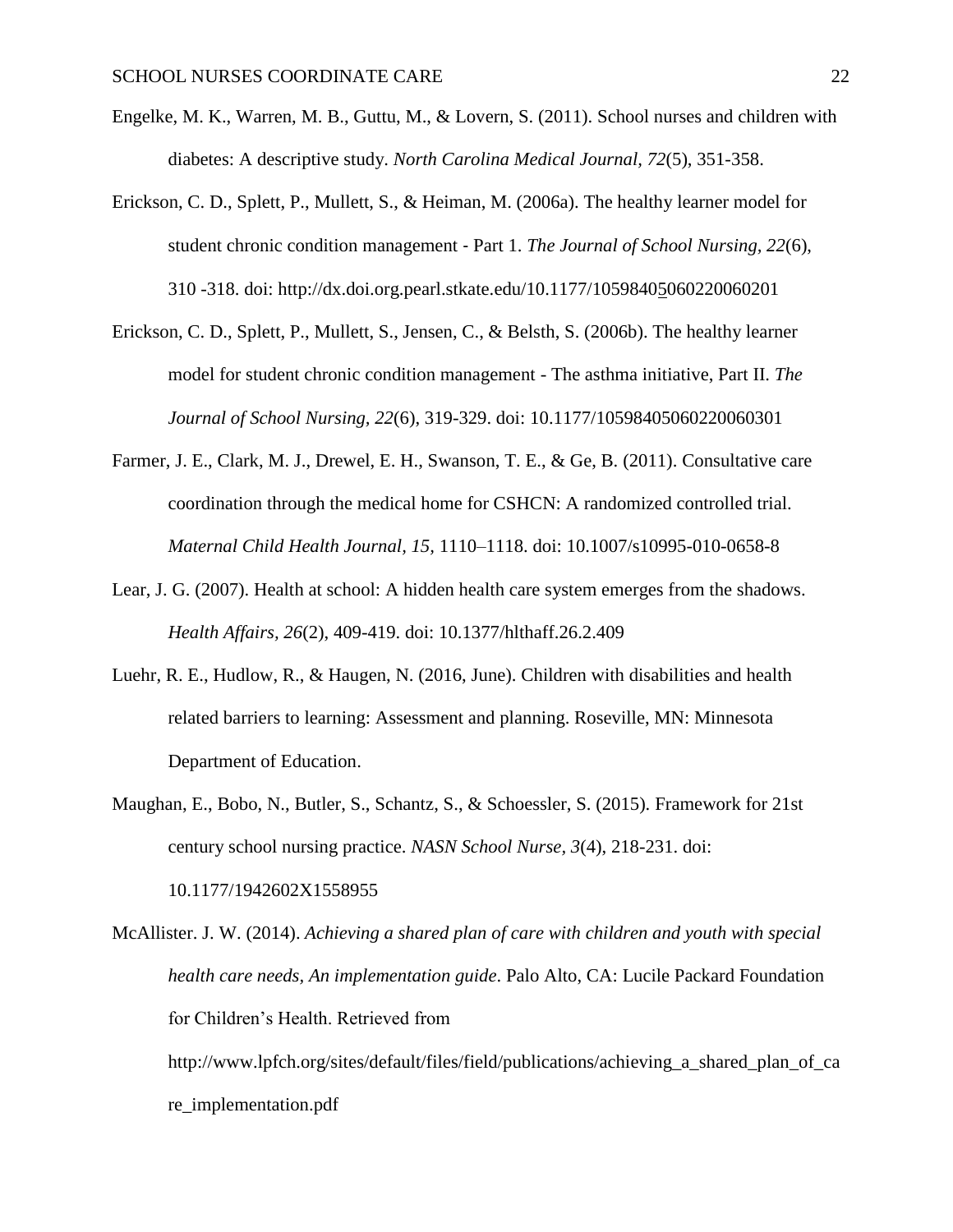Engelke, M. K., Warren, M. B., Guttu, M., & Lovern, S. (2011). School nurses and children with diabetes: A descriptive study. *North Carolina Medical Journal, 72*(5), 351-358.

Erickson, C. D., Splett, P., Mullett, S., & Heiman, M. (2006a). The healthy learner model for student chronic condition management - Part 1. *The Journal of School Nursing, 22*(6), 310 -318. doi: http://dx.doi.org.pearl.stkate.edu/10.1177/10598405060220060201

Erickson, C. D., Splett, P., Mullett, S., Jensen, C., & Belsth, S. (2006b). The healthy learner model for student chronic condition management - The asthma initiative, Part II. *The Journal of School Nursing, 22*(6), 319-329. doi: 10.1177/10598405060220060301

Farmer, J. E., Clark, M. J., Drewel, E. H., Swanson, T. E., & Ge, B. (2011). Consultative care coordination through the medical home for CSHCN: A randomized controlled trial. *Maternal Child Health Journal, 15,* 1110–1118. doi: 10.1007/s10995-010-0658-8

Lear, J. G. (2007). Health at school: A hidden health care system emerges from the shadows. *Health Affairs, 26*(2), 409-419. doi: 10.1377/hlthaff.26.2.409

Luehr, R. E., Hudlow, R., & Haugen, N. (2016, June). Children with disabilities and health related barriers to learning: Assessment and planning. Roseville, MN: Minnesota Department of Education.

Maughan, E., Bobo, N., Butler, S., Schantz, S., & Schoessler, S. (2015). Framework for 21st century school nursing practice. *NASN School Nurse, 3*(4), 218-231. doi: 10.1177/1942602X1558955

McAllister. J. W. (2014). *Achieving a shared plan of care with children and youth with special health care needs, An implementation guide*. Palo Alto, CA: Lucile Packard Foundation for Children's Health. Retrieved from http://www.lpfch.org/sites/default/files/field/publications/achieving_a_shared_plan_of_care_implementation.pdf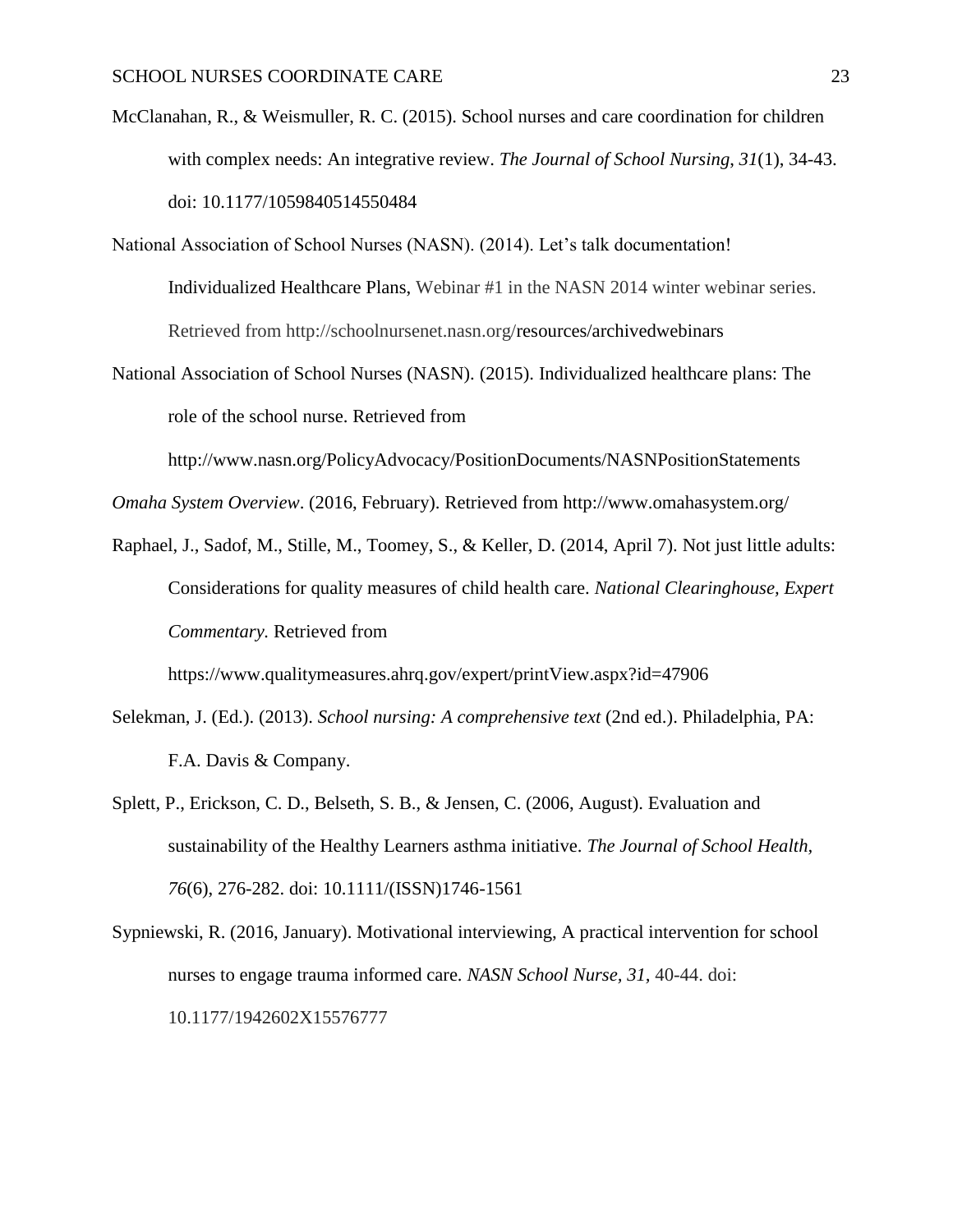McClanahan, R., & Weismuller, R. C. (2015). School nurses and care coordination for children with complex needs: An integrative review. *The Journal of School Nursing*, *31*(1), 34-43. doi: 10.1177/1059840514550484

National Association of School Nurses (NASN). (2014). Let's talk documentation! Individualized Healthcare Plans, Webinar #1 in the NASN 2014 winter webinar series. Retrieved from http://schoolnursenet.nasn.org/resources/archivedwebinars

National Association of School Nurses (NASN). (2015). Individualized healthcare plans: The role of the school nurse. Retrieved from http://www.nasn.org/PolicyAdvocacy/PositionDocuments/NASNPositionStatements

*Omaha System Overview*. (2016, February). Retrieved from http://www.omahasystem.org/

Raphael, J., Sadof, M., Stille, M., Toomey, S., & Keller, D. (2014, April 7). Not just little adults: Considerations for quality measures of child health care. *National Clearinghouse, Expert Commentary.* Retrieved from https://www.qualitymeasures.ahrq.gov/expert/printView.aspx?id=47906

Selekman, J. (Ed.). (2013). *School nursing: A comprehensive text* (2nd ed.). Philadelphia, PA: F.A. Davis & Company.

Splett, P., Erickson, C. D., Belseth, S. B., & Jensen, C. (2006, August). Evaluation and sustainability of the Healthy Learners asthma initiative. *The Journal of School Health, 76*(6), 276-282. doi: 10.1111/(ISSN)1746-1561

Sypniewski, R. (2016, January). Motivational interviewing, A practical intervention for school nurses to engage trauma informed care. *NASN School Nurse*, *31*, 40-44. doi: 10.1177/1942602X15576777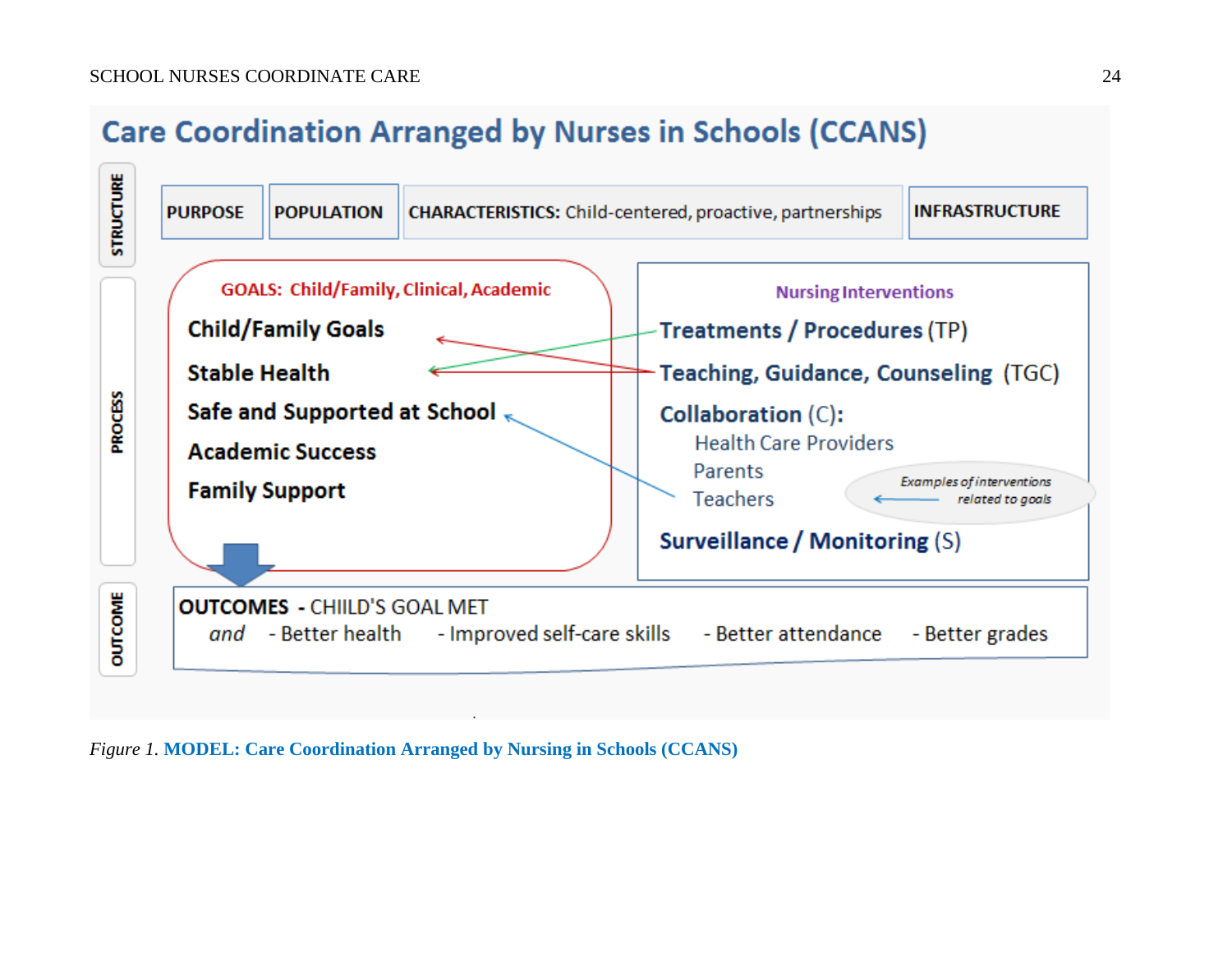# Care Coordination Arranged by Nurses in Schools (CCANS)

**STRUCTURE**

| **PURPOSE** | **POPULATION** | **CHARACTERISTICS:** Child-centered, proactive, partnerships | **INFRASTRUCTURE** |
|---|---|---|---|

**PROCESS**

**GOALS: Child/Family, Clinical, Academic**

- **Child/Family Goals**
- **Stable Health**
- **Safe and Supported at School**
- **Academic Success**
- **Family Support**

**Nursing Interventions**

- **Treatments / Procedures** (TP)
- **Teaching, Guidance, Counseling** (TGC)
- **Collaboration** (C):
  - Health Care Providers
  - Parents
  - Teachers
- **Surveillance / Monitoring** (S)

*Examples of interventions related to goals*

**OUTCOME**

**OUTCOMES** - CHIILD'S GOAL MET

*and* - Better health - Improved self-care skills - Better attendance - Better grades

*Figure 1.* **MODEL: Care Coordination Arranged by Nursing in Schools (CCANS)**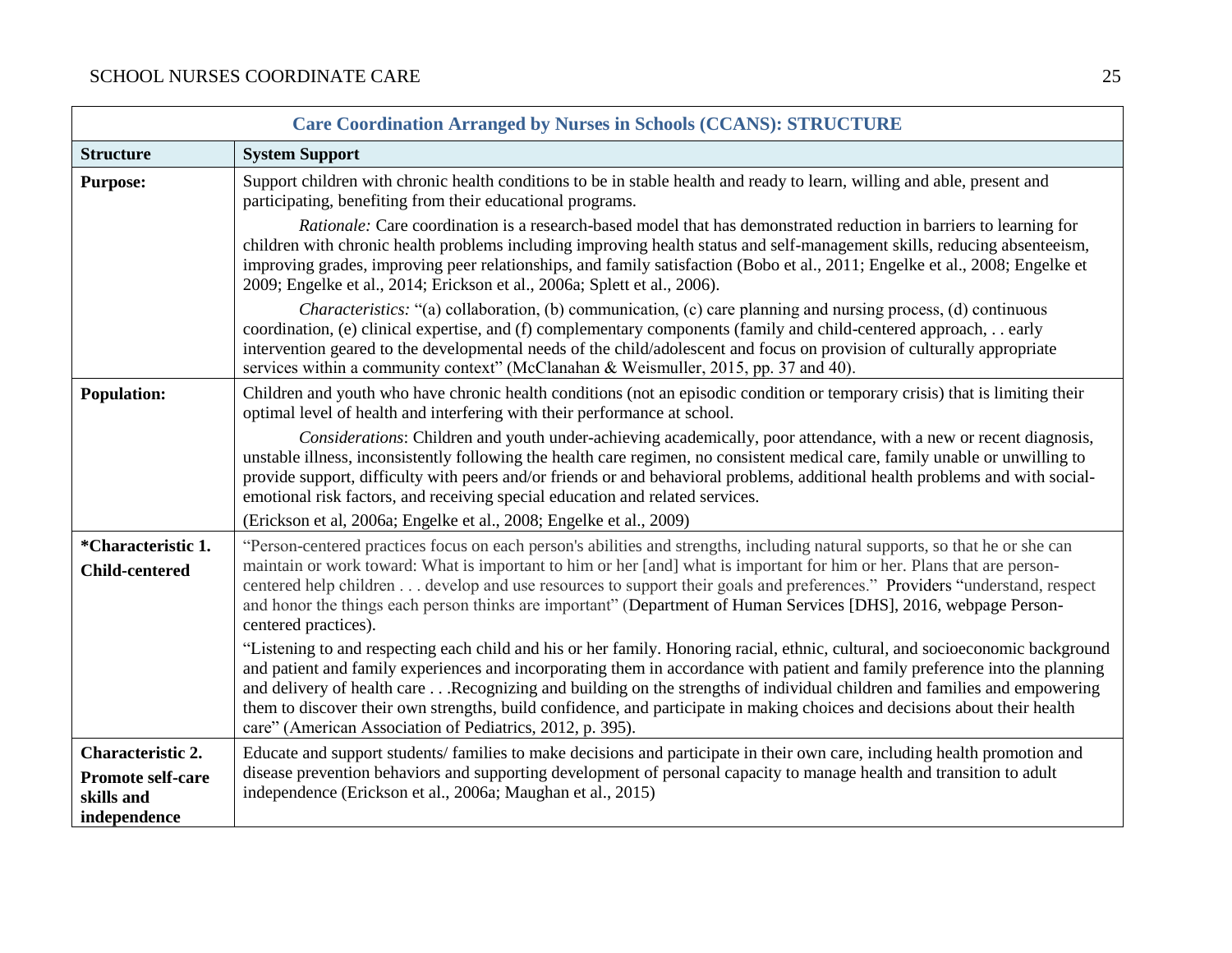| Care Coordination Arranged by Nurses in Schools (CCANS): STRUCTURE | |
|---|---|
| **Structure** | **System Support** |
| **Purpose:** | Support children with chronic health conditions to be in stable health and ready to learn, willing and able, present and participating, benefiting from their educational programs.<br><br>*Rationale:* Care coordination is a research-based model that has demonstrated reduction in barriers to learning for children with chronic health problems including improving health status and self-management skills, reducing absenteeism, improving grades, improving peer relationships, and family satisfaction (Bobo et al., 2011; Engelke et al., 2008; Engelke et 2009; Engelke et al., 2014; Erickson et al., 2006a; Splett et al., 2006).<br><br>*Characteristics:* "(a) collaboration, (b) communication, (c) care planning and nursing process, (d) continuous coordination, (e) clinical expertise, and (f) complementary components (family and child-centered approach, . . early intervention geared to the developmental needs of the child/adolescent and focus on provision of culturally appropriate services within a community context" (McClanahan & Weismuller, 2015, pp. 37 and 40). |
| **Population:** | Children and youth who have chronic health conditions (not an episodic condition or temporary crisis) that is limiting their optimal level of health and interfering with their performance at school.<br><br>*Considerations*: Children and youth under-achieving academically, poor attendance, with a new or recent diagnosis, unstable illness, inconsistently following the health care regimen, no consistent medical care, family unable or unwilling to provide support, difficulty with peers and/or friends or and behavioral problems, additional health problems and with social-emotional risk factors, and receiving special education and related services.<br><br>(Erickson et al, 2006a; Engelke et al., 2008; Engelke et al., 2009) |
| **\*Characteristic 1. Child-centered** | "Person-centered practices focus on each person's abilities and strengths, including natural supports, so that he or she can maintain or work toward: What is important to him or her [and] what is important for him or her. Plans that are person-centered help children . . . develop and use resources to support their goals and preferences." Providers "understand, respect and honor the things each person thinks are important" (Department of Human Services [DHS], 2016, webpage Person-centered practices).<br><br>"Listening to and respecting each child and his or her family. Honoring racial, ethnic, cultural, and socioeconomic background and patient and family experiences and incorporating them in accordance with patient and family preference into the planning and delivery of health care . . .Recognizing and building on the strengths of individual children and families and empowering them to discover their own strengths, build confidence, and participate in making choices and decisions about their health care" (American Association of Pediatrics, 2012, p. 395). |
| **Characteristic 2. Promote self-care skills and independence** | Educate and support students/ families to make decisions and participate in their own care, including health promotion and disease prevention behaviors and supporting development of personal capacity to manage health and transition to adult independence (Erickson et al., 2006a; Maughan et al., 2015) |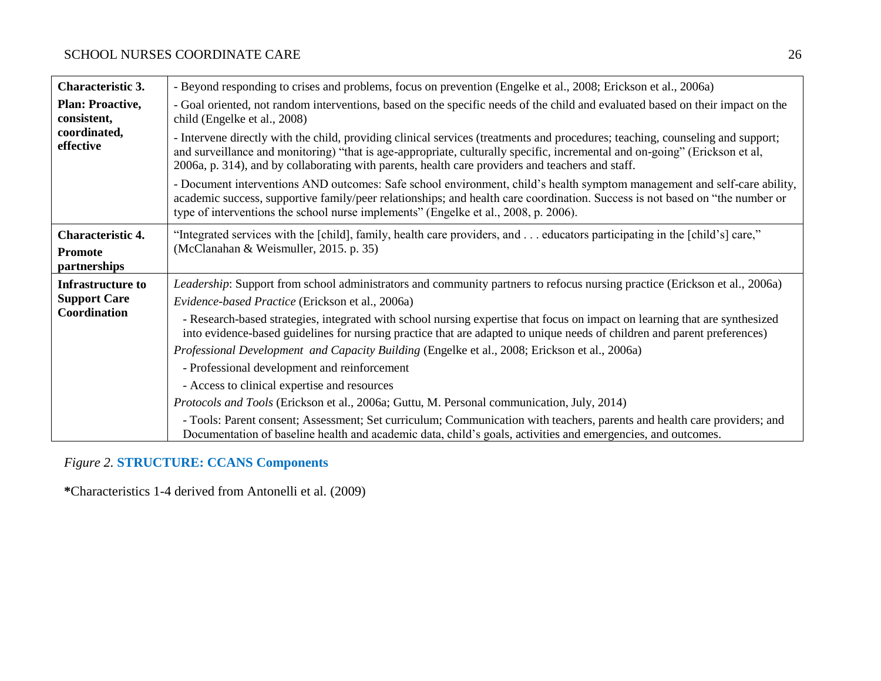| | |
|---|---|
| **Characteristic 3.** **Plan: Proactive, consistent, coordinated, effective** | - Beyond responding to crises and problems, focus on prevention (Engelke et al., 2008; Erickson et al., 2006a)<br>- Goal oriented, not random interventions, based on the specific needs of the child and evaluated based on their impact on the child (Engelke et al., 2008)<br>- Intervene directly with the child, providing clinical services (treatments and procedures; teaching, counseling and support; and surveillance and monitoring) "that is age-appropriate, culturally specific, incremental and on-going" (Erickson et al, 2006a, p. 314), and by collaborating with parents, health care providers and teachers and staff.<br>- Document interventions AND outcomes: Safe school environment, child's health symptom management and self-care ability, academic success, supportive family/peer relationships; and health care coordination. Success is not based on "the number or type of interventions the school nurse implements" (Engelke et al., 2008, p. 2006). |
| **Characteristic 4.** **Promote partnerships** | "Integrated services with the [child], family, health care providers, and . . . educators participating in the [child's] care," (McClanahan & Weismuller, 2015. p. 35) |
| **Infrastructure to Support Care Coordination** | *Leadership*: Support from school administrators and community partners to refocus nursing practice (Erickson et al., 2006a)<br>*Evidence-based Practice* (Erickson et al., 2006a)<br>- Research-based strategies, integrated with school nursing expertise that focus on impact on learning that are synthesized into evidence-based guidelines for nursing practice that are adapted to unique needs of children and parent preferences)<br>*Professional Development and Capacity Building* (Engelke et al., 2008; Erickson et al., 2006a)<br>- Professional development and reinforcement<br>- Access to clinical expertise and resources<br>*Protocols and Tools* (Erickson et al., 2006a; Guttu, M. Personal communication, July, 2014)<br>- Tools: Parent consent; Assessment; Set curriculum; Communication with teachers, parents and health care providers; and Documentation of baseline health and academic data, child's goals, activities and emergencies, and outcomes. |

*Figure 2.* **STRUCTURE: CCANS Components**

**\***Characteristics 1-4 derived from Antonelli et al. (2009)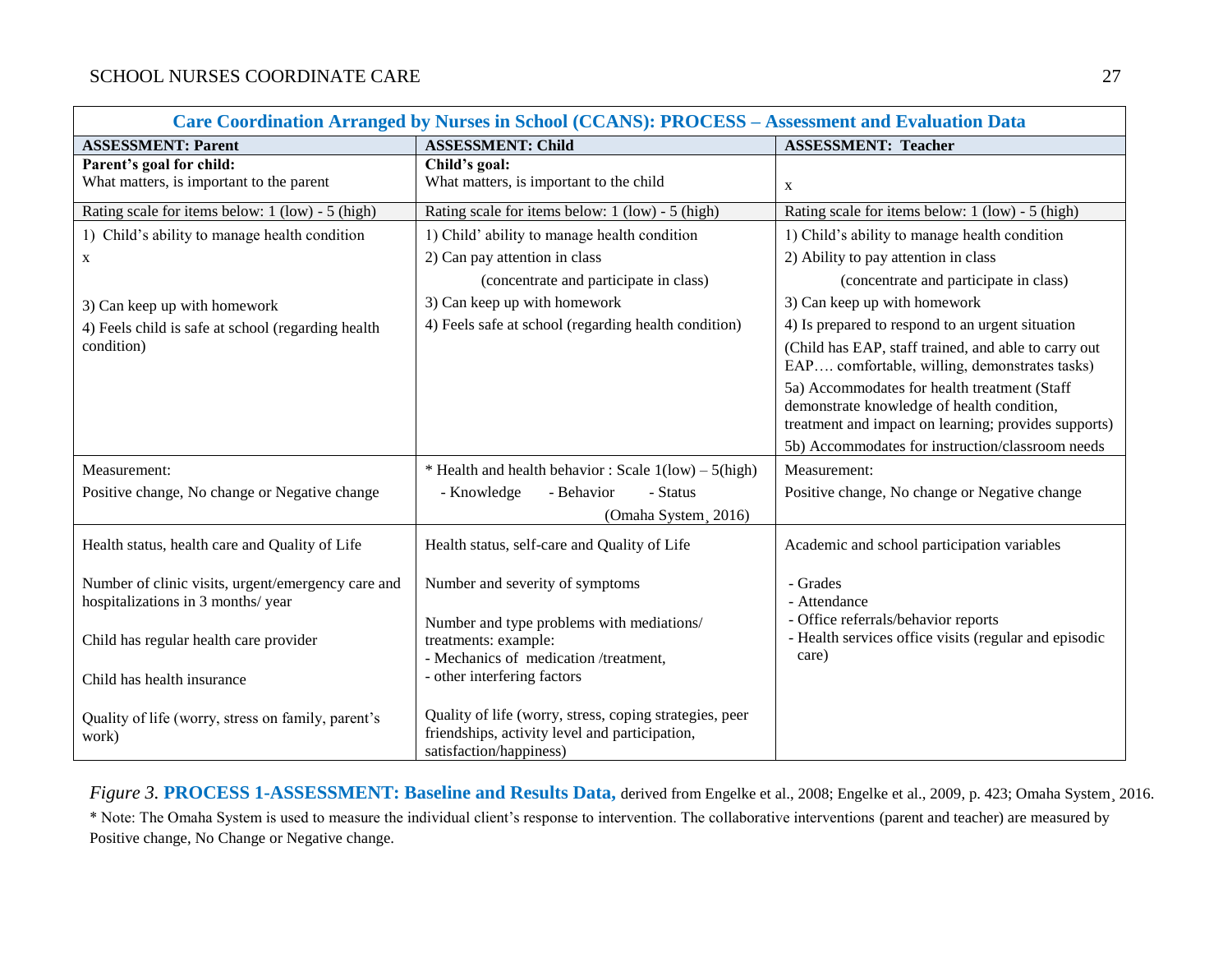| Care Coordination Arranged by Nurses in School (CCANS): PROCESS – Assessment and Evaluation Data | | |
|---|---|---|
| **ASSESSMENT: Parent** | **ASSESSMENT: Child** | **ASSESSMENT: Teacher** |
| **Parent's goal for child:** What matters, is important to the parent | **Child's goal:** What matters, is important to the child | x |
| Rating scale for items below: 1 (low) - 5 (high) | Rating scale for items below: 1 (low) - 5 (high) | Rating scale for items below: 1 (low) - 5 (high) |
| 1) Child's ability to manage health condition<br>x<br>3) Can keep up with homework<br>4) Feels child is safe at school (regarding health condition) | 1) Child' ability to manage health condition<br>2) Can pay attention in class (concentrate and participate in class)<br>3) Can keep up with homework<br>4) Feels safe at school (regarding health condition) | 1) Child's ability to manage health condition<br>2) Ability to pay attention in class (concentrate and participate in class)<br>3) Can keep up with homework<br>4) Is prepared to respond to an urgent situation (Child has EAP, staff trained, and able to carry out EAP…. comfortable, willing, demonstrates tasks)<br>5a) Accommodates for health treatment (Staff demonstrate knowledge of health condition, treatment and impact on learning; provides supports)<br>5b) Accommodates for instruction/classroom needs |
| Measurement:<br>Positive change, No change or Negative change | * Health and health behavior : Scale 1(low) – 5(high)<br>- Knowledge - Behavior - Status<br>(Omaha System¸ 2016) | Measurement:<br>Positive change, No change or Negative change |
| Health status, health care and Quality of Life<br><br>Number of clinic visits, urgent/emergency care and hospitalizations in 3 months/ year<br><br>Child has regular health care provider<br><br>Child has health insurance<br><br>Quality of life (worry, stress on family, parent's work) | Health status, self-care and Quality of Life<br><br>Number and severity of symptoms<br><br>Number and type problems with mediations/ treatments: example:<br>- Mechanics of medication /treatment,<br>- other interfering factors<br><br>Quality of life (worry, stress, coping strategies, peer friendships, activity level and participation, satisfaction/happiness) | Academic and school participation variables<br><br>- Grades<br>- Attendance<br>- Office referrals/behavior reports<br>- Health services office visits (regular and episodic care) |

*Figure 3.* **PROCESS 1-ASSESSMENT: Baseline and Results Data,** derived from Engelke et al., 2008; Engelke et al., 2009, p. 423; Omaha System¸ 2016.

* Note: The Omaha System is used to measure the individual client's response to intervention. The collaborative interventions (parent and teacher) are measured by Positive change, No Change or Negative change.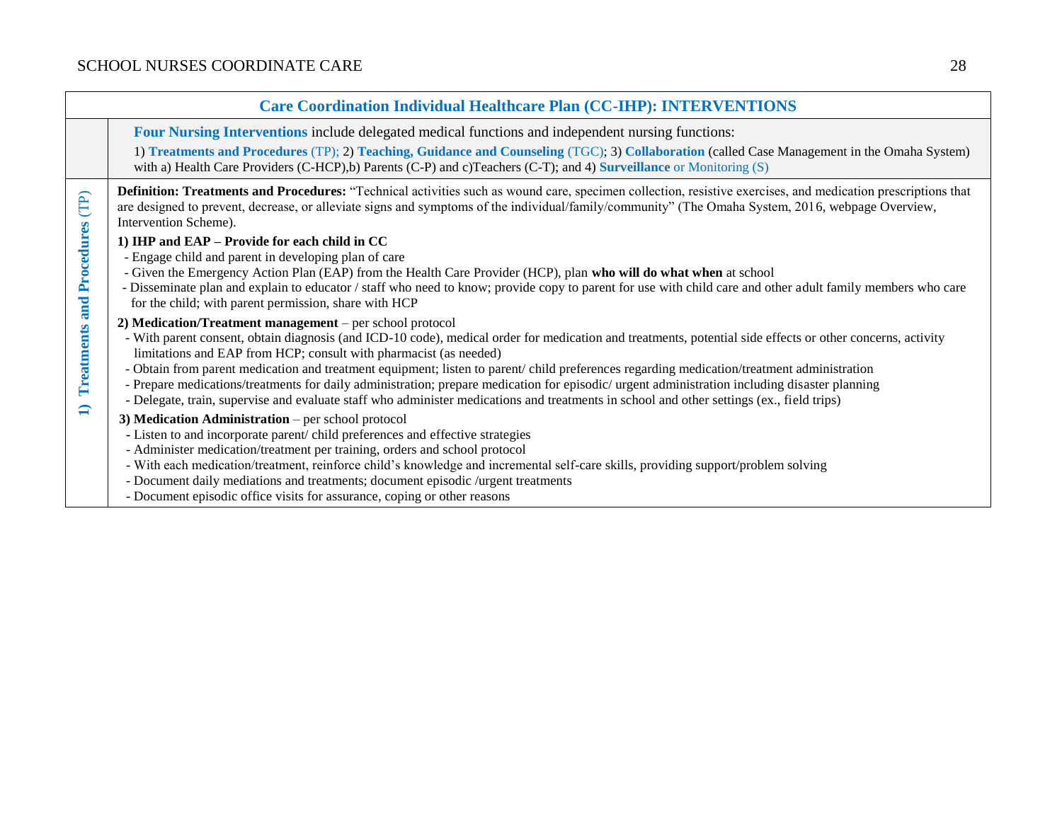| Care Coordination Individual Healthcare Plan (CC-IHP): INTERVENTIONS | |
|---|---|
| | **Four Nursing Interventions** include delegated medical functions and independent nursing functions:<br>1) **Treatments and Procedures** (TP); 2) **Teaching, Guidance and Counseling** (TGC); 3) **Collaboration** (called Case Management in the Omaha System) with a) Health Care Providers (C-HCP),b) Parents (C-P) and c)Teachers (C-T); and 4) **Surveillance** or Monitoring (S) |
| **1) Treatments and Procedures** (TP) | **Definition: Treatments and Procedures:** "Technical activities such as wound care, specimen collection, resistive exercises, and medication prescriptions that are designed to prevent, decrease, or alleviate signs and symptoms of the individual/family/community" (The Omaha System, 2016, webpage Overview, Intervention Scheme).<br><br>**1) IHP and EAP – Provide for each child in CC**<br>- Engage child and parent in developing plan of care<br>- Given the Emergency Action Plan (EAP) from the Health Care Provider (HCP), plan **who will do what when** at school<br>- Disseminate plan and explain to educator / staff who need to know; provide copy to parent for use with child care and other adult family members who care for the child; with parent permission, share with HCP<br><br>**2) Medication/Treatment management** – per school protocol<br>- With parent consent, obtain diagnosis (and ICD-10 code), medical order for medication and treatments, potential side effects or other concerns, activity limitations and EAP from HCP; consult with pharmacist (as needed)<br>- Obtain from parent medication and treatment equipment; listen to parent/ child preferences regarding medication/treatment administration<br>- Prepare medications/treatments for daily administration; prepare medication for episodic/ urgent administration including disaster planning<br>- Delegate, train, supervise and evaluate staff who administer medications and treatments in school and other settings (ex., field trips)<br><br>**3) Medication Administration** – per school protocol<br>- Listen to and incorporate parent/ child preferences and effective strategies<br>- Administer medication/treatment per training, orders and school protocol<br>- With each medication/treatment, reinforce child's knowledge and incremental self-care skills, providing support/problem solving<br>- Document daily mediations and treatments; document episodic /urgent treatments<br>- Document episodic office visits for assurance, coping or other reasons |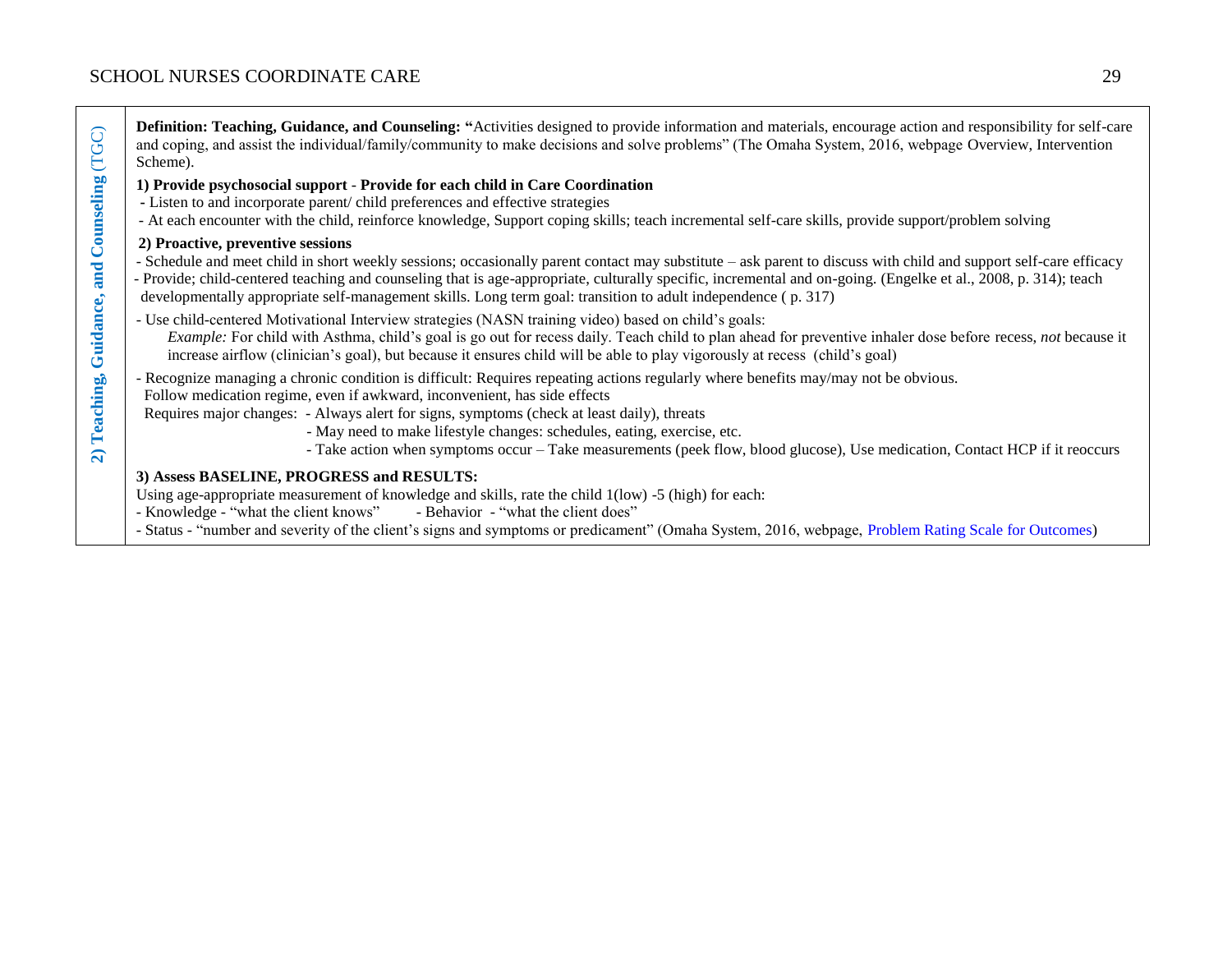| **2) Teaching, Guidance, and Counseling (TGC)** | **Definition: Teaching, Guidance, and Counseling: "**Activities designed to provide information and materials, encourage action and responsibility for self-care and coping, and assist the individual/family/community to make decisions and solve problems" (The Omaha System, 2016, webpage Overview, Intervention Scheme).<br><br>**1) Provide psychosocial support** - **Provide for each child in Care Coordination**<br>- Listen to and incorporate parent/ child preferences and effective strategies<br>- At each encounter with the child, reinforce knowledge, Support coping skills; teach incremental self-care skills, provide support/problem solving<br><br>**2) Proactive, preventive sessions**<br>- Schedule and meet child in short weekly sessions; occasionally parent contact may substitute – ask parent to discuss with child and support self-care efficacy<br>- Provide; child-centered teaching and counseling that is age-appropriate, culturally specific, incremental and on-going. (Engelke et al., 2008, p. 314); teach developmentally appropriate self-management skills. Long term goal: transition to adult independence ( p. 317)<br>- Use child-centered Motivational Interview strategies (NASN training video) based on child's goals:<br>*Example:* For child with Asthma, child's goal is go out for recess daily. Teach child to plan ahead for preventive inhaler dose before recess, *not* because it increase airflow (clinician's goal), but because it ensures child will be able to play vigorously at recess (child's goal)<br>- Recognize managing a chronic condition is difficult: Requires repeating actions regularly where benefits may/may not be obvious.<br>Follow medication regime, even if awkward, inconvenient, has side effects<br>Requires major changes: - Always alert for signs, symptoms (check at least daily), threats<br>- May need to make lifestyle changes: schedules, eating, exercise, etc.<br>- Take action when symptoms occur – Take measurements (peek flow, blood glucose), Use medication, Contact HCP if it reoccurs<br><br>**3) Assess BASELINE, PROGRESS and RESULTS:**<br>Using age-appropriate measurement of knowledge and skills, rate the child 1(low) -5 (high) for each:<br>- Knowledge - "what the client knows" - Behavior - "what the client does"<br>- Status - "number and severity of the client's signs and symptoms or predicament" (Omaha System, 2016, webpage, Problem Rating Scale for Outcomes) |
|---|---|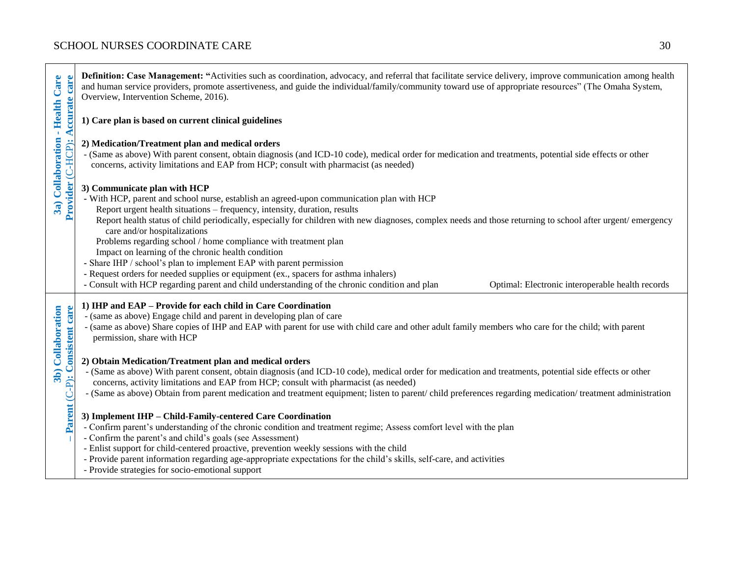| | |
|---|---|
| **3a) Collaboration - Health Care Provider (C-HCP): Accurate care** | **Definition: Case Management: "**Activities such as coordination, advocacy, and referral that facilitate service delivery, improve communication among health and human service providers, promote assertiveness, and guide the individual/family/community toward use of appropriate resources" (The Omaha System, Overview, Intervention Scheme, 2016).<br><br>**1) Care plan is based on current clinical guidelines**<br><br>**2) Medication/Treatment plan and medical orders**<br>- (Same as above) With parent consent, obtain diagnosis (and ICD-10 code), medical order for medication and treatments, potential side effects or other concerns, activity limitations and EAP from HCP; consult with pharmacist (as needed)<br><br>**3) Communicate plan with HCP**<br>- With HCP, parent and school nurse, establish an agreed-upon communication plan with HCP<br>Report urgent health situations – frequency, intensity, duration, results<br>Report health status of child periodically, especially for children with new diagnoses, complex needs and those returning to school after urgent/ emergency care and/or hospitalizations<br>Problems regarding school / home compliance with treatment plan<br>Impact on learning of the chronic health condition<br>- Share IHP / school's plan to implement EAP with parent permission<br>- Request orders for needed supplies or equipment (ex., spacers for asthma inhalers)<br>- Consult with HCP regarding parent and child understanding of the chronic condition and plan Optimal: Electronic interoperable health records |
| **3b) Collaboration – Parent (C-P): Consistent care** | **1) IHP and EAP – Provide for each child in Care Coordination**<br>- (same as above) Engage child and parent in developing plan of care<br>- (same as above) Share copies of IHP and EAP with parent for use with child care and other adult family members who care for the child; with parent permission, share with HCP<br><br>**2) Obtain Medication/Treatment plan and medical orders**<br>- (Same as above) With parent consent, obtain diagnosis (and ICD-10 code), medical order for medication and treatments, potential side effects or other concerns, activity limitations and EAP from HCP; consult with pharmacist (as needed)<br>- (Same as above) Obtain from parent medication and treatment equipment; listen to parent/ child preferences regarding medication/ treatment administration<br><br>**3) Implement IHP – Child-Family-centered Care Coordination**<br>- Confirm parent's understanding of the chronic condition and treatment regime; Assess comfort level with the plan<br>- Confirm the parent's and child's goals (see Assessment)<br>- Enlist support for child-centered proactive, prevention weekly sessions with the child<br>- Provide parent information regarding age-appropriate expectations for the child's skills, self-care, and activities<br>- Provide strategies for socio-emotional support |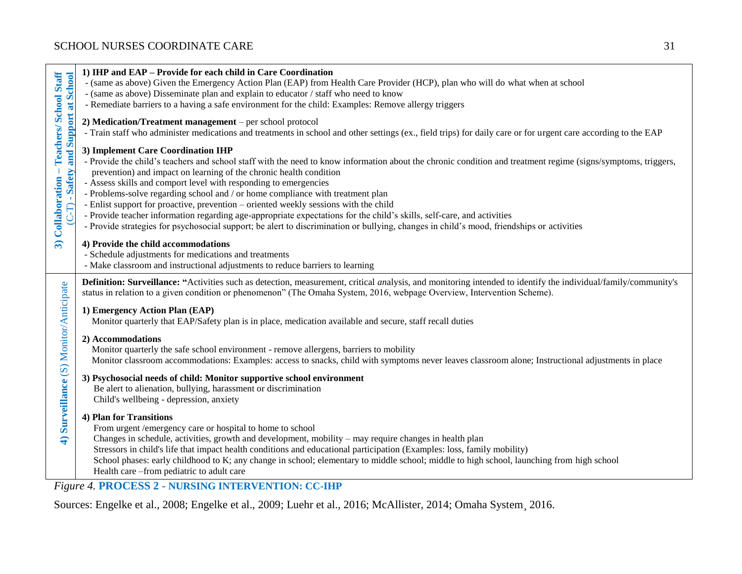| | |
|---|---|
| **3) Collaboration – Teachers/ School Staff** (C-T) - **Safety and Support at School** | **1) IHP and EAP – Provide for each child in Care Coordination**<br>- (same as above) Given the Emergency Action Plan (EAP) from Health Care Provider (HCP), plan who will do what when at school<br>- (same as above) Disseminate plan and explain to educator / staff who need to know<br>- Remediate barriers to a having a safe environment for the child: Examples: Remove allergy triggers<br><br>**2) Medication/Treatment management** – per school protocol<br>- Train staff who administer medications and treatments in school and other settings (ex., field trips) for daily care or for urgent care according to the EAP<br><br>**3) Implement Care Coordination IHP**<br>- Provide the child's teachers and school staff with the need to know information about the chronic condition and treatment regime (signs/symptoms, triggers, prevention) and impact on learning of the chronic health condition<br>- Assess skills and comport level with responding to emergencies<br>- Problems-solve regarding school and / or home compliance with treatment plan<br>- Enlist support for proactive, prevention – oriented weekly sessions with the child<br>- Provide teacher information regarding age-appropriate expectations for the child's skills, self-care, and activities<br>- Provide strategies for psychosocial support; be alert to discrimination or bullying, changes in child's mood, friendships or activities<br><br>**4) Provide the child accommodations**<br>- Schedule adjustments for medications and treatments<br>- Make classroom and instructional adjustments to reduce barriers to learning |
| **4) Surveillance** (S) Monitor/Anticipate | **Definition: Surveillance: "**Activities such as detection, measurement, critical *an*alysis, and monitoring intended to identify the individual/family/community's status in relation to a given condition or phenomenon" (The Omaha System, 2016, webpage Overview, Intervention Scheme).<br><br>**1) Emergency Action Plan (EAP)**<br>Monitor quarterly that EAP/Safety plan is in place, medication available and secure, staff recall duties<br><br>**2) Accommodations**<br>Monitor quarterly the safe school environment - remove allergens, barriers to mobility<br>Monitor classroom accommodations: Examples: access to snacks, child with symptoms never leaves classroom alone; Instructional adjustments in place<br><br>**3) Psychosocial needs of child: Monitor supportive school environment**<br>Be alert to alienation, bullying, harassment or discrimination<br>Child's wellbeing - depression, anxiety<br><br>**4) Plan for Transitions**<br>From urgent /emergency care or hospital to home to school<br>Changes in schedule, activities, growth and development, mobility – may require changes in health plan<br>Stressors in child's life that impact health conditions and educational participation (Examples: loss, family mobility)<br>School phases: early childhood to K; any change in school; elementary to middle school; middle to high school, launching from high school<br>Health care –from pediatric to adult care |

*Figure 4.* **PROCESS 2 - NURSING INTERVENTION: CC-IHP**

Sources: Engelke et al., 2008; Engelke et al., 2009; Luehr et al., 2016; McAllister, 2014; Omaha System¸ 2016.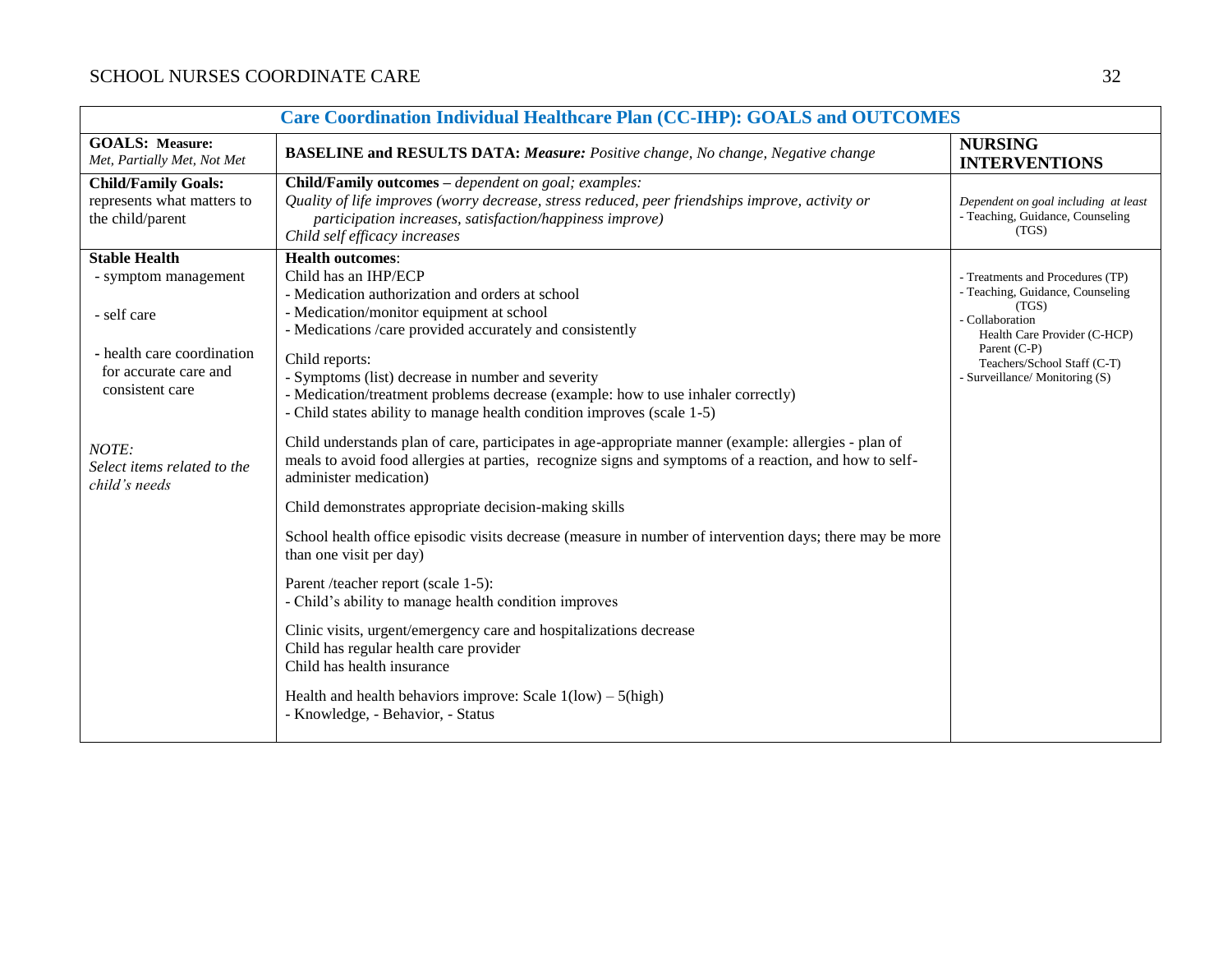| Care Coordination Individual Healthcare Plan (CC-IHP): GOALS and OUTCOMES | | |
|---|---|---|
| **GOALS: Measure:** *Met, Partially Met, Not Met* | **BASELINE and RESULTS DATA:** ***Measure:*** *Positive change, No change, Negative change* | **NURSING INTERVENTIONS** |
| **Child/Family Goals:** represents what matters to the child/parent | **Child/Family outcomes** – *dependent on goal; examples:*<br>*Quality of life improves (worry decrease, stress reduced, peer friendships improve, activity or participation increases, satisfaction/happiness improve)*<br>*Child self efficacy increases* | *Dependent on goal including at least*<br>- Teaching, Guidance, Counseling (TGS) |
| **Stable Health**<br>- symptom management<br><br>- self care<br><br>- health care coordination for accurate care and consistent care<br><br>*NOTE:*<br>*Select items related to the child's needs* | **Health outcomes**:<br>Child has an IHP/ECP<br>- Medication authorization and orders at school<br>- Medication/monitor equipment at school<br>- Medications /care provided accurately and consistently<br><br>Child reports:<br>- Symptoms (list) decrease in number and severity<br>- Medication/treatment problems decrease (example: how to use inhaler correctly)<br>- Child states ability to manage health condition improves (scale 1-5)<br><br>Child understands plan of care, participates in age-appropriate manner (example: allergies - plan of meals to avoid food allergies at parties, recognize signs and symptoms of a reaction, and how to self-administer medication)<br><br>Child demonstrates appropriate decision-making skills<br><br>School health office episodic visits decrease (measure in number of intervention days; there may be more than one visit per day)<br><br>Parent /teacher report (scale 1-5):<br>- Child's ability to manage health condition improves<br><br>Clinic visits, urgent/emergency care and hospitalizations decrease<br>Child has regular health care provider<br>Child has health insurance<br><br>Health and health behaviors improve: Scale 1(low) – 5(high)<br>- Knowledge, - Behavior, - Status | - Treatments and Procedures (TP)<br>- Teaching, Guidance, Counseling (TGS)<br>- Collaboration<br>Health Care Provider (C-HCP)<br>Parent (C-P)<br>Teachers/School Staff (C-T)<br>- Surveillance/ Monitoring (S) |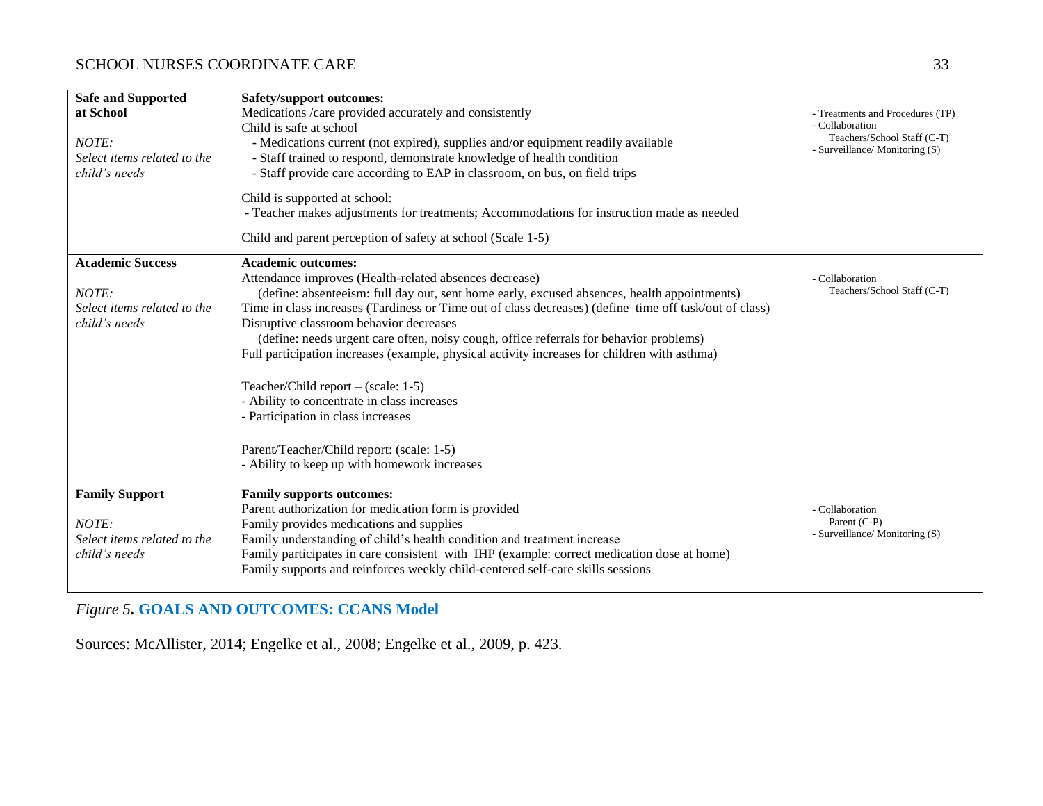| | | |
|---|---|---|
| **Safe and Supported at School**<br><br>*NOTE: Select items related to the child's needs* | **Safety/support outcomes:**<br>Medications /care provided accurately and consistently<br>Child is safe at school<br>- Medications current (not expired), supplies and/or equipment readily available<br>- Staff trained to respond, demonstrate knowledge of health condition<br>- Staff provide care according to EAP in classroom, on bus, on field trips<br><br>Child is supported at school:<br>- Teacher makes adjustments for treatments; Accommodations for instruction made as needed<br><br>Child and parent perception of safety at school (Scale 1-5) | - Treatments and Procedures (TP)<br>- Collaboration Teachers/School Staff (C-T)<br>- Surveillance/ Monitoring (S) |
| **Academic Success**<br><br>*NOTE: Select items related to the child's needs* | **Academic outcomes:**<br>Attendance improves (Health-related absences decrease)<br>(define: absenteeism: full day out, sent home early, excused absences, health appointments)<br>Time in class increases (Tardiness or Time out of class decreases) (define time off task/out of class)<br>Disruptive classroom behavior decreases<br>(define: needs urgent care often, noisy cough, office referrals for behavior problems)<br>Full participation increases (example, physical activity increases for children with asthma)<br><br>Teacher/Child report – (scale: 1-5)<br>- Ability to concentrate in class increases<br>- Participation in class increases<br><br>Parent/Teacher/Child report: (scale: 1-5)<br>- Ability to keep up with homework increases | - Collaboration Teachers/School Staff (C-T) |
| **Family Support**<br><br>*NOTE: Select items related to the child's needs* | **Family supports outcomes:**<br>Parent authorization for medication form is provided<br>Family provides medications and supplies<br>Family understanding of child's health condition and treatment increase<br>Family participates in care consistent with IHP (example: correct medication dose at home)<br>Family supports and reinforces weekly child-centered self-care skills sessions | - Collaboration Parent (C-P)<br>- Surveillance/ Monitoring (S) |

*Figure 5.* **GOALS AND OUTCOMES: CCANS Model**

Sources: McAllister, 2014; Engelke et al., 2008; Engelke et al., 2009, p. 423.